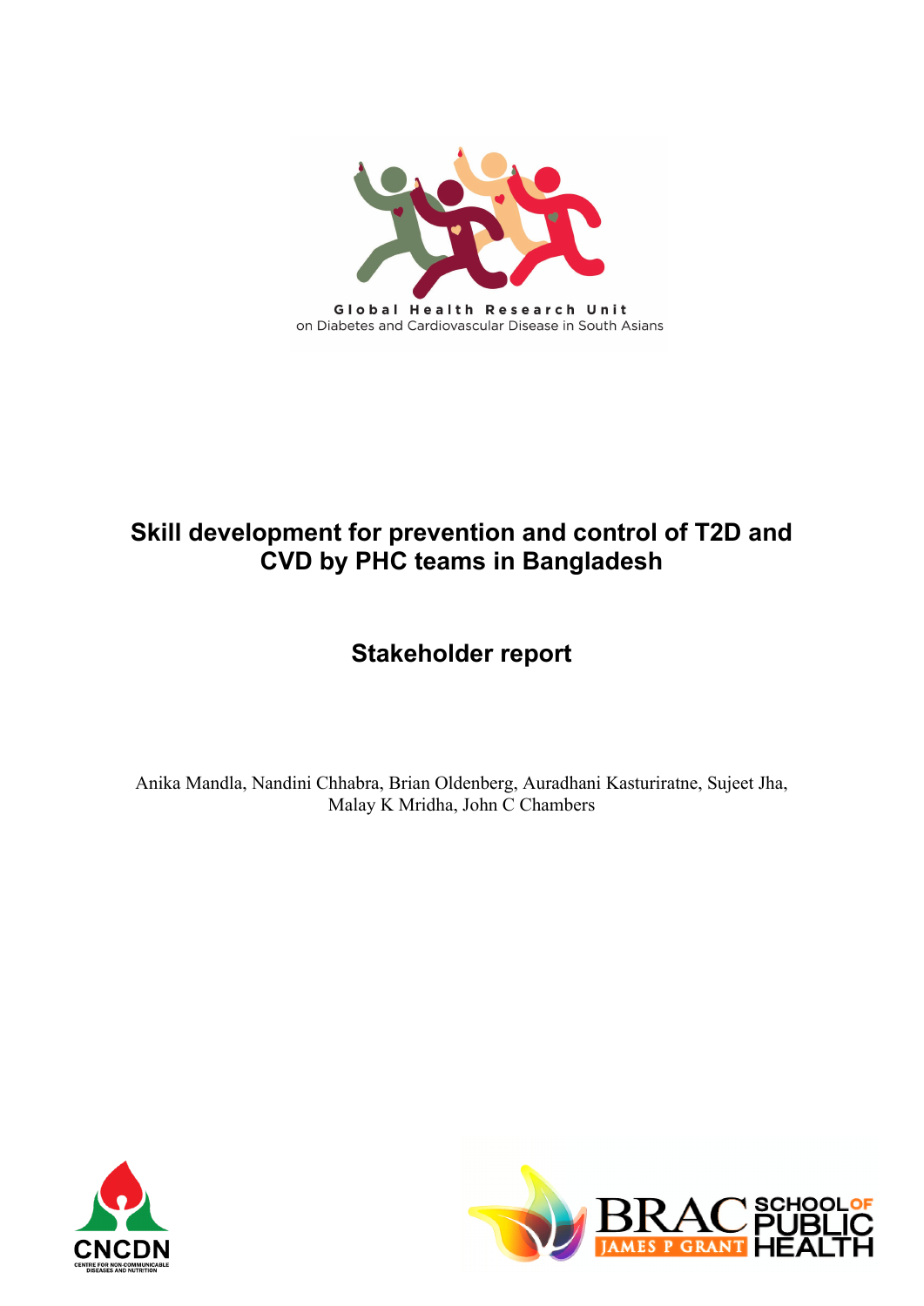Global Health Research Unit
on Diabetes and Cardiovascular Disease in South Asians

# Skill development for prevention and control of T2D and CVD by PHC teams in Bangladesh

## Stakeholder report

Anika Mandla, Nandini Chhabra, Brian Oldenberg, Auradhani Kasturiratne, Sujeet Jha, Malay K Mridha, John C Chambers

CNCDN
CENTRE FOR NON-COMMUNICABLE DISEASES AND NUTRITION

BRAC JAMES P GRANT SCHOOL OF PUBLIC HEALTH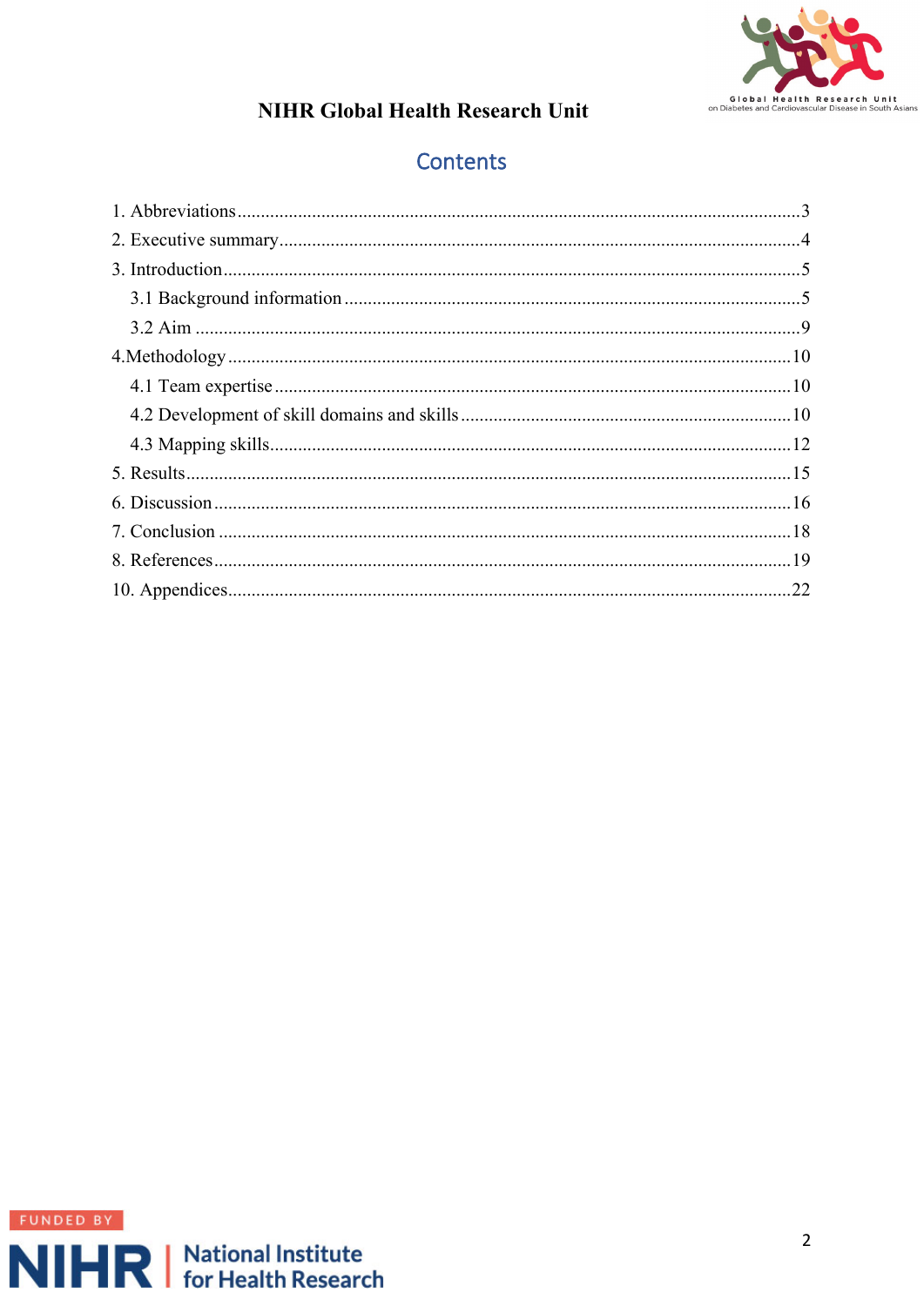# NIHR Global Health Research Unit

## Contents

1. Abbreviations ........................................................................ 3
2. Executive summary ................................................................ 4
3. Introduction .......................................................................... 5
   3.1 Background information ................................................... 5
   3.2 Aim ................................................................................ 9
4.Methodology ........................................................................ 10
   4.1 Team expertise .............................................................. 10
   4.2 Development of skill domains and skills .......................... 10
   4.3 Mapping skills ................................................................ 12
5. Results ................................................................................ 15
6. Discussion ........................................................................... 16
7. Conclusion ........................................................................... 18
8. References ........................................................................... 19
10. Appendices ........................................................................ 22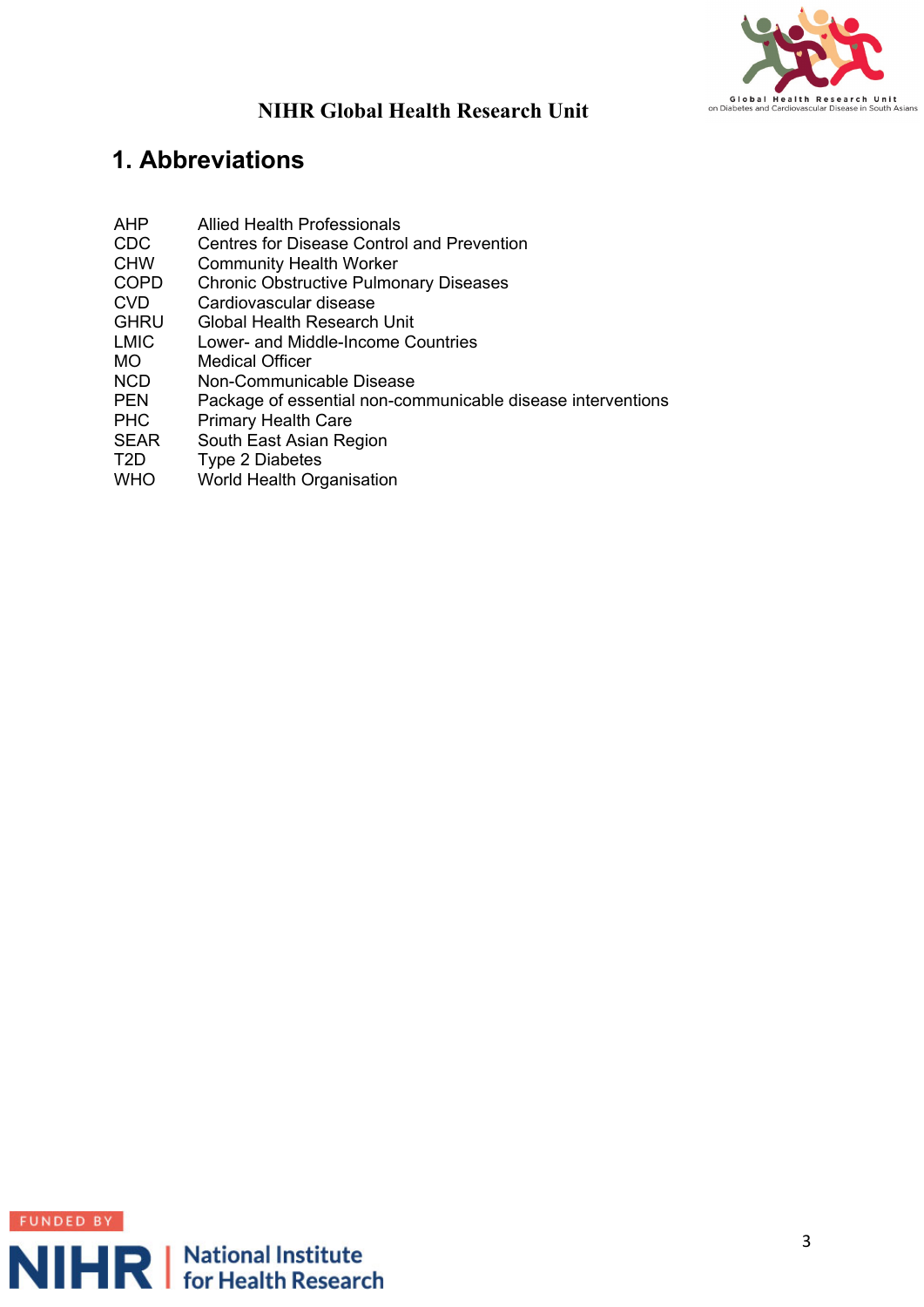# 1. Abbreviations

| | |
|---|---|
| AHP | Allied Health Professionals |
| CDC | Centres for Disease Control and Prevention |
| CHW | Community Health Worker |
| COPD | Chronic Obstructive Pulmonary Diseases |
| CVD | Cardiovascular disease |
| GHRU | Global Health Research Unit |
| LMIC | Lower- and Middle-Income Countries |
| MO | Medical Officer |
| NCD | Non-Communicable Disease |
| PEN | Package of essential non-communicable disease interventions |
| PHC | Primary Health Care |
| SEAR | South East Asian Region |
| T2D | Type 2 Diabetes |
| WHO | World Health Organisation |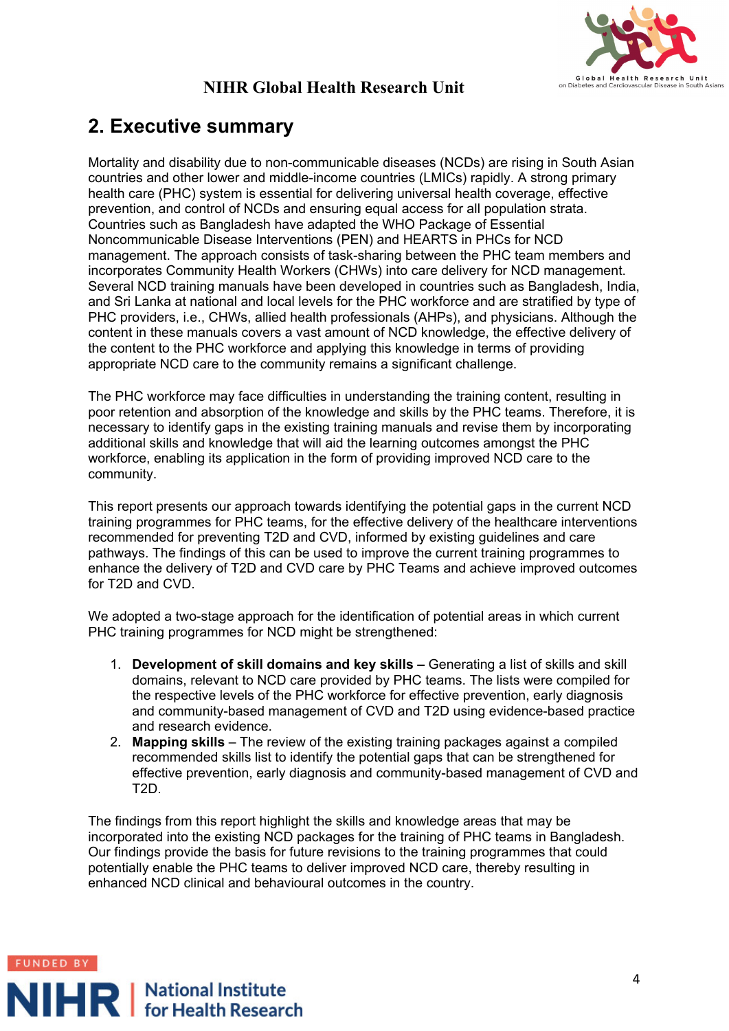## 2. Executive summary

Mortality and disability due to non-communicable diseases (NCDs) are rising in South Asian countries and other lower and middle-income countries (LMICs) rapidly. A strong primary health care (PHC) system is essential for delivering universal health coverage, effective prevention, and control of NCDs and ensuring equal access for all population strata. Countries such as Bangladesh have adapted the WHO Package of Essential Noncommunicable Disease Interventions (PEN) and HEARTS in PHCs for NCD management. The approach consists of task-sharing between the PHC team members and incorporates Community Health Workers (CHWs) into care delivery for NCD management. Several NCD training manuals have been developed in countries such as Bangladesh, India, and Sri Lanka at national and local levels for the PHC workforce and are stratified by type of PHC providers, i.e., CHWs, allied health professionals (AHPs), and physicians. Although the content in these manuals covers a vast amount of NCD knowledge, the effective delivery of the content to the PHC workforce and applying this knowledge in terms of providing appropriate NCD care to the community remains a significant challenge.

The PHC workforce may face difficulties in understanding the training content, resulting in poor retention and absorption of the knowledge and skills by the PHC teams. Therefore, it is necessary to identify gaps in the existing training manuals and revise them by incorporating additional skills and knowledge that will aid the learning outcomes amongst the PHC workforce, enabling its application in the form of providing improved NCD care to the community.

This report presents our approach towards identifying the potential gaps in the current NCD training programmes for PHC teams, for the effective delivery of the healthcare interventions recommended for preventing T2D and CVD, informed by existing guidelines and care pathways. The findings of this can be used to improve the current training programmes to enhance the delivery of T2D and CVD care by PHC Teams and achieve improved outcomes for T2D and CVD.

We adopted a two-stage approach for the identification of potential areas in which current PHC training programmes for NCD might be strengthened:

1. **Development of skill domains and key skills –** Generating a list of skills and skill domains, relevant to NCD care provided by PHC teams. The lists were compiled for the respective levels of the PHC workforce for effective prevention, early diagnosis and community-based management of CVD and T2D using evidence-based practice and research evidence.
2. **Mapping skills** – The review of the existing training packages against a compiled recommended skills list to identify the potential gaps that can be strengthened for effective prevention, early diagnosis and community-based management of CVD and T2D.

The findings from this report highlight the skills and knowledge areas that may be incorporated into the existing NCD packages for the training of PHC teams in Bangladesh. Our findings provide the basis for future revisions to the training programmes that could potentially enable the PHC teams to deliver improved NCD care, thereby resulting in enhanced NCD clinical and behavioural outcomes in the country.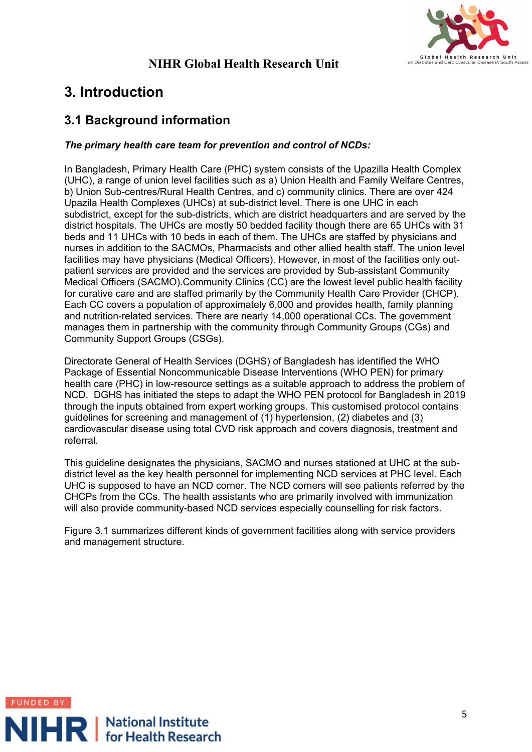# 3. Introduction

## 3.1 Background information

***The primary health care team for prevention and control of NCDs:***

In Bangladesh, Primary Health Care (PHC) system consists of the Upazilla Health Complex (UHC), a range of union level facilities such as a) Union Health and Family Welfare Centres, b) Union Sub-centres/Rural Health Centres, and c) community clinics. There are over 424 Upazila Health Complexes (UHCs) at sub-district level. There is one UHC in each subdistrict, except for the sub-districts, which are district headquarters and are served by the district hospitals. The UHCs are mostly 50 bedded facility though there are 65 UHCs with 31 beds and 11 UHCs with 10 beds in each of them. The UHCs are staffed by physicians and nurses in addition to the SACMOs, Pharmacists and other allied health staff. The union level facilities may have physicians (Medical Officers). However, in most of the facilities only out-patient services are provided and the services are provided by Sub-assistant Community Medical Officers (SACMO).Community Clinics (CC) are the lowest level public health facility for curative care and are staffed primarily by the Community Health Care Provider (CHCP). Each CC covers a population of approximately 6,000 and provides health, family planning and nutrition-related services. There are nearly 14,000 operational CCs. The government manages them in partnership with the community through Community Groups (CGs) and Community Support Groups (CSGs).

Directorate General of Health Services (DGHS) of Bangladesh has identified the WHO Package of Essential Noncommunicable Disease Interventions (WHO PEN) for primary health care (PHC) in low-resource settings as a suitable approach to address the problem of NCD. DGHS has initiated the steps to adapt the WHO PEN protocol for Bangladesh in 2019 through the inputs obtained from expert working groups. This customised protocol contains guidelines for screening and management of (1) hypertension, (2) diabetes and (3) cardiovascular disease using total CVD risk approach and covers diagnosis, treatment and referral.

This guideline designates the physicians, SACMO and nurses stationed at UHC at the sub-district level as the key health personnel for implementing NCD services at PHC level. Each UHC is supposed to have an NCD corner. The NCD corners will see patients referred by the CHCPs from the CCs. The health assistants who are primarily involved with immunization will also provide community-based NCD services especially counselling for risk factors.

Figure 3.1 summarizes different kinds of government facilities along with service providers and management structure.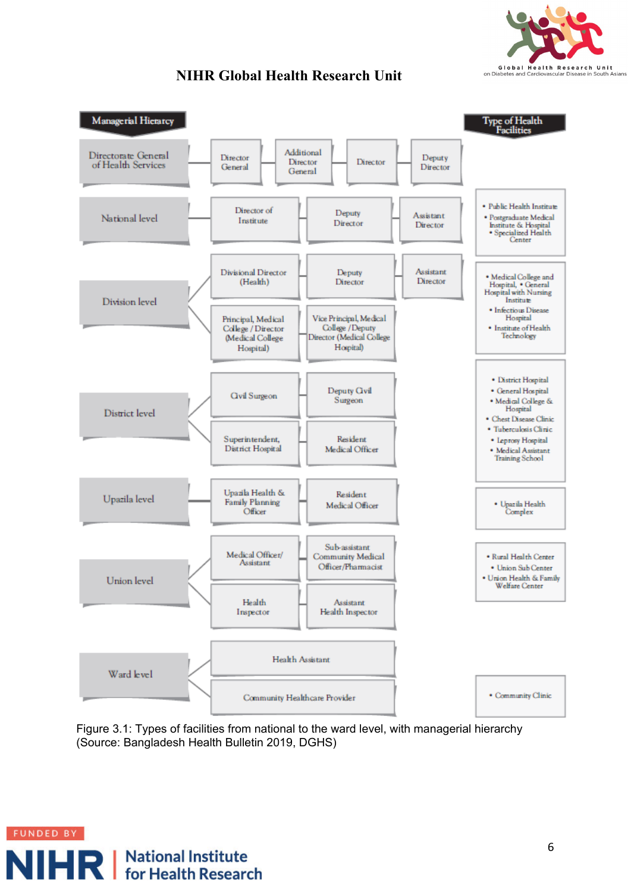**NIHR Global Health Research Unit**

| Managerial Hierarcy | | | | | Type of Health Facilities |
|---|---|---|---|---|---|
| Directorate General of Health Services | Director General | Additional Director General | Director | Deputy Director | |
| National level | Director of Institute | Deputy Director | Assistant Director | | • Public Health Institute • Postgraduate Medical Institute & Hospital • Specialized Health Center |
| Division level | Divisional Director (Health) | Deputy Director | Assistant Director | | • Medical College and Hospital, • General Hospital with Nursing Institute • Infectious Disease Hospital • Institute of Health Technology |
| | Principal, Medical College / Director (Medical College Hospital) | Vice Principal, Medical College /Deputy Director (Medical College Hospital) | | | |
| District level | Civil Surgeon | Deputy Civil Surgeon | | | • District Hospital • General Hospital • Medical College & Hospital • Chest Disease Clinic • Tuberculosis Clinic • Leprosy Hospital • Medical Assistant Training School |
| | Superintendent, District Hospital | Resident Medical Officer | | | |
| Upazila level | Upazila Health & Family Planning Officer | Resident Medical Officer | | | • Upazila Health Complex |
| Union level | Medical Officer/ Assistant | Sub-assistant Community Medical Officer/Pharmacist | | | • Rural Health Center • Union Sub Center • Union Health & Family Welfare Center |
| | Health Inspector | Assistant Health Inspector | | | |
| Ward level | Health Assistant | | | | • Community Clinic |
| | Community Healthcare Provider | | | | |

Figure 3.1: Types of facilities from national to the ward level, with managerial hierarchy (Source: Bangladesh Health Bulletin 2019, DGHS)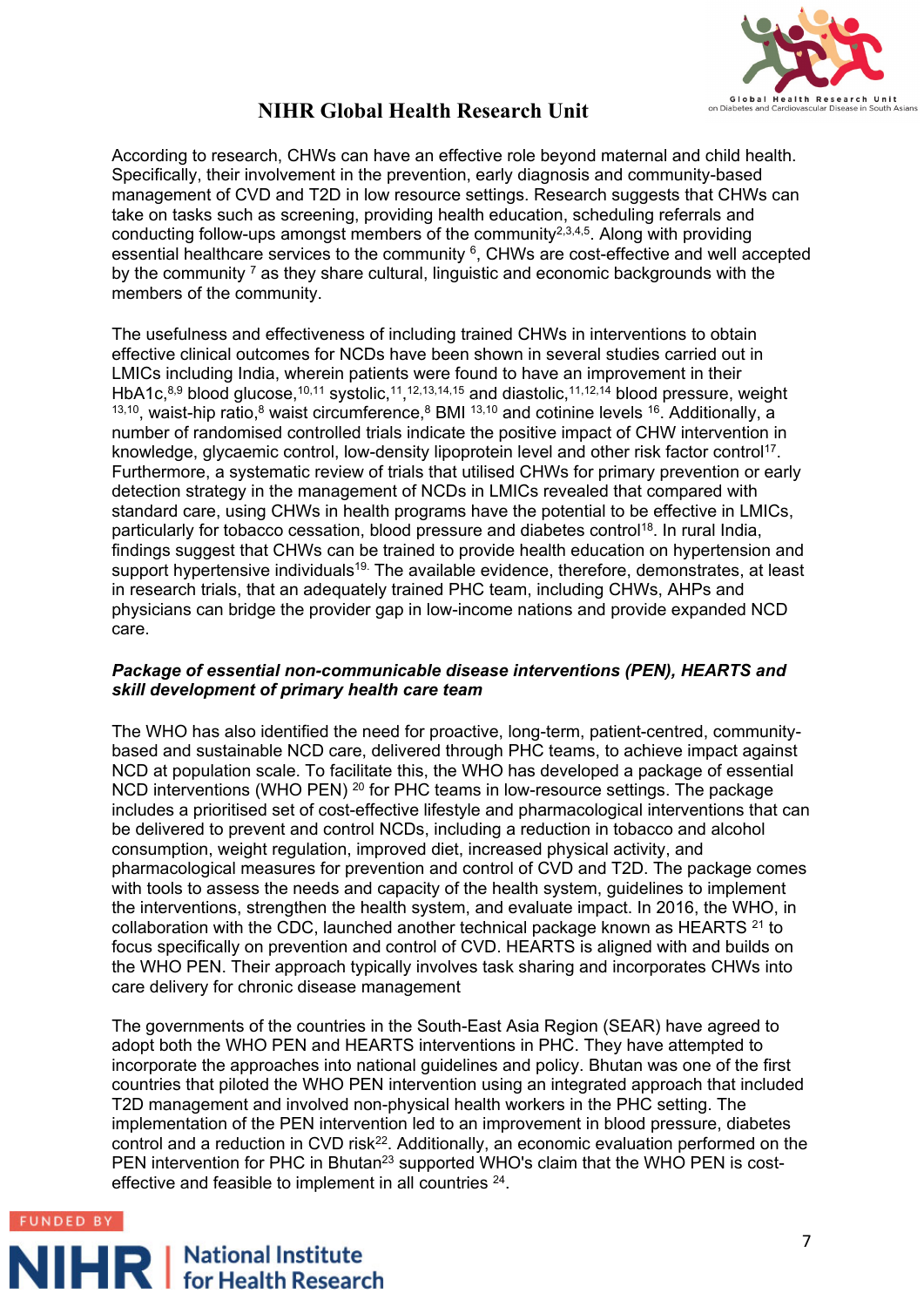According to research, CHWs can have an effective role beyond maternal and child health. Specifically, their involvement in the prevention, early diagnosis and community-based management of CVD and T2D in low resource settings. Research suggests that CHWs can take on tasks such as screening, providing health education, scheduling referrals and conducting follow-ups amongst members of the community[2,3,4,5]. Along with providing essential healthcare services to the community [6], CHWs are cost-effective and well accepted by the community [7] as they share cultural, linguistic and economic backgrounds with the members of the community.

The usefulness and effectiveness of including trained CHWs in interventions to obtain effective clinical outcomes for NCDs have been shown in several studies carried out in LMICs including India, wherein patients were found to have an improvement in their HbA1c,[8,9] blood glucose,[10,11] systolic,[11],[12,13,14,15] and diastolic,[11,12,14] blood pressure, weight [13,10], waist-hip ratio,[8] waist circumference,[8] BMI [13,10] and cotinine levels [16]. Additionally, a number of randomised controlled trials indicate the positive impact of CHW intervention in knowledge, glycaemic control, low-density lipoprotein level and other risk factor control[17]. Furthermore, a systematic review of trials that utilised CHWs for primary prevention or early detection strategy in the management of NCDs in LMICs revealed that compared with standard care, using CHWs in health programs have the potential to be effective in LMICs, particularly for tobacco cessation, blood pressure and diabetes control[18]. In rural India, findings suggest that CHWs can be trained to provide health education on hypertension and support hypertensive individuals[19]. The available evidence, therefore, demonstrates, at least in research trials, that an adequately trained PHC team, including CHWs, AHPs and physicians can bridge the provider gap in low-income nations and provide expanded NCD care.

***Package of essential non-communicable disease interventions (PEN), HEARTS and skill development of primary health care team***

The WHO has also identified the need for proactive, long-term, patient-centred, community-based and sustainable NCD care, delivered through PHC teams, to achieve impact against NCD at population scale. To facilitate this, the WHO has developed a package of essential NCD interventions (WHO PEN) [20] for PHC teams in low-resource settings. The package includes a prioritised set of cost-effective lifestyle and pharmacological interventions that can be delivered to prevent and control NCDs, including a reduction in tobacco and alcohol consumption, weight regulation, improved diet, increased physical activity, and pharmacological measures for prevention and control of CVD and T2D. The package comes with tools to assess the needs and capacity of the health system, guidelines to implement the interventions, strengthen the health system, and evaluate impact. In 2016, the WHO, in collaboration with the CDC, launched another technical package known as HEARTS [21] to focus specifically on prevention and control of CVD. HEARTS is aligned with and builds on the WHO PEN. Their approach typically involves task sharing and incorporates CHWs into care delivery for chronic disease management

The governments of the countries in the South-East Asia Region (SEAR) have agreed to adopt both the WHO PEN and HEARTS interventions in PHC. They have attempted to incorporate the approaches into national guidelines and policy. Bhutan was one of the first countries that piloted the WHO PEN intervention using an integrated approach that included T2D management and involved non-physical health workers in the PHC setting. The implementation of the PEN intervention led to an improvement in blood pressure, diabetes control and a reduction in CVD risk[22]. Additionally, an economic evaluation performed on the PEN intervention for PHC in Bhutan[23] supported WHO's claim that the WHO PEN is cost-effective and feasible to implement in all countries [24].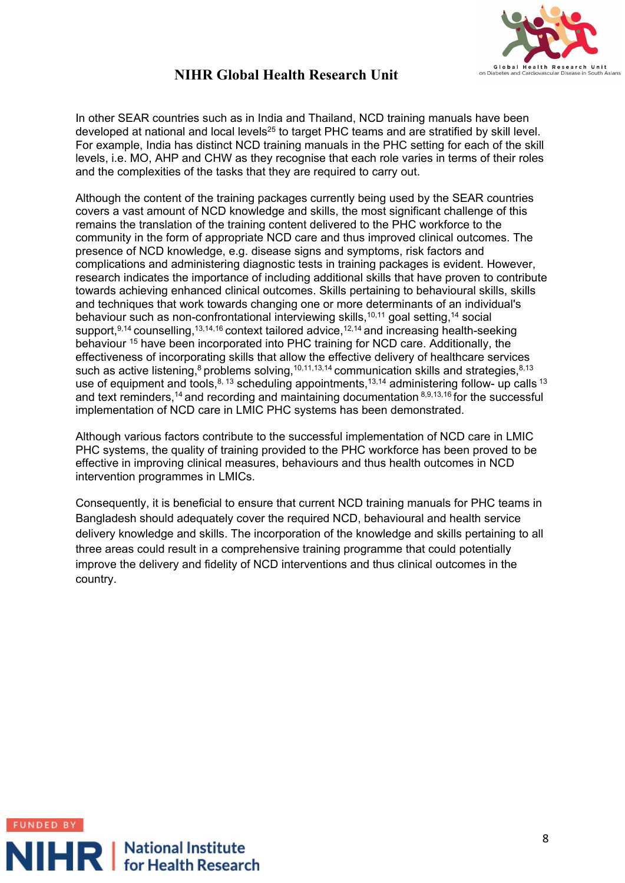In other SEAR countries such as in India and Thailand, NCD training manuals have been developed at national and local levels[25] to target PHC teams and are stratified by skill level. For example, India has distinct NCD training manuals in the PHC setting for each of the skill levels, i.e. MO, AHP and CHW as they recognise that each role varies in terms of their roles and the complexities of the tasks that they are required to carry out.

Although the content of the training packages currently being used by the SEAR countries covers a vast amount of NCD knowledge and skills, the most significant challenge of this remains the translation of the training content delivered to the PHC workforce to the community in the form of appropriate NCD care and thus improved clinical outcomes. The presence of NCD knowledge, e.g. disease signs and symptoms, risk factors and complications and administering diagnostic tests in training packages is evident. However, research indicates the importance of including additional skills that have proven to contribute towards achieving enhanced clinical outcomes. Skills pertaining to behavioural skills, skills and techniques that work towards changing one or more determinants of an individual's behaviour such as non-confrontational interviewing skills,[10,11] goal setting,[14] social support,[9,14] counselling,[13,14,16] context tailored advice,[12,14] and increasing health-seeking behaviour [15] have been incorporated into PHC training for NCD care. Additionally, the effectiveness of incorporating skills that allow the effective delivery of healthcare services such as active listening,[8] problems solving,[10,11,13,14] communication skills and strategies,[8,13] use of equipment and tools,[8, 13] scheduling appointments,[13,14] administering follow- up calls [13] and text reminders,[14] and recording and maintaining documentation [8,9,13,16] for the successful implementation of NCD care in LMIC PHC systems has been demonstrated.

Although various factors contribute to the successful implementation of NCD care in LMIC PHC systems, the quality of training provided to the PHC workforce has been proved to be effective in improving clinical measures, behaviours and thus health outcomes in NCD intervention programmes in LMICs.

Consequently, it is beneficial to ensure that current NCD training manuals for PHC teams in Bangladesh should adequately cover the required NCD, behavioural and health service delivery knowledge and skills. The incorporation of the knowledge and skills pertaining to all three areas could result in a comprehensive training programme that could potentially improve the delivery and fidelity of NCD interventions and thus clinical outcomes in the country.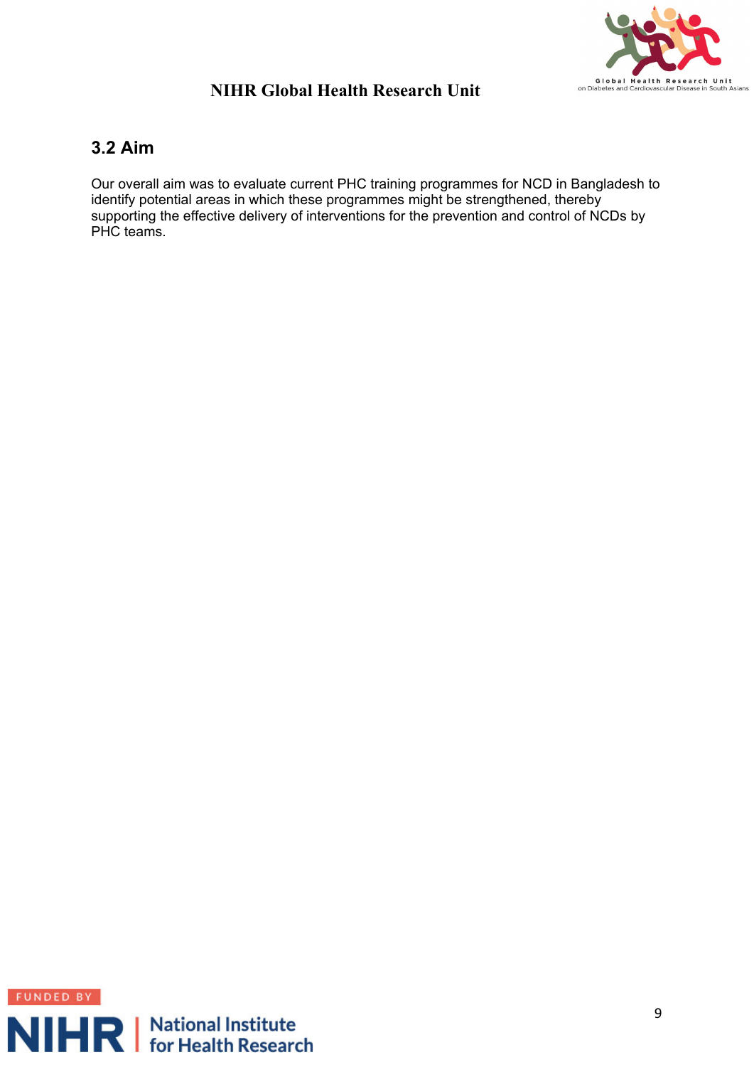## 3.2 Aim

Our overall aim was to evaluate current PHC training programmes for NCD in Bangladesh to identify potential areas in which these programmes might be strengthened, thereby supporting the effective delivery of interventions for the prevention and control of NCDs by PHC teams.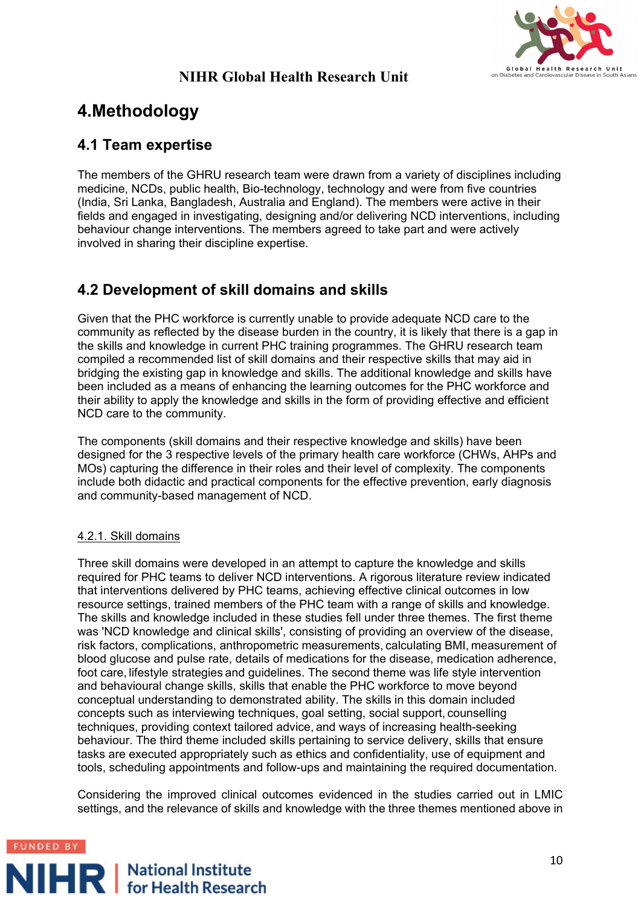# 4.Methodology

## 4.1 Team expertise

The members of the GHRU research team were drawn from a variety of disciplines including medicine, NCDs, public health, Bio-technology, technology and were from five countries (India, Sri Lanka, Bangladesh, Australia and England). The members were active in their fields and engaged in investigating, designing and/or delivering NCD interventions, including behaviour change interventions. The members agreed to take part and were actively involved in sharing their discipline expertise.

## 4.2 Development of skill domains and skills

Given that the PHC workforce is currently unable to provide adequate NCD care to the community as reflected by the disease burden in the country, it is likely that there is a gap in the skills and knowledge in current PHC training programmes. The GHRU research team compiled a recommended list of skill domains and their respective skills that may aid in bridging the existing gap in knowledge and skills. The additional knowledge and skills have been included as a means of enhancing the learning outcomes for the PHC workforce and their ability to apply the knowledge and skills in the form of providing effective and efficient NCD care to the community.

The components (skill domains and their respective knowledge and skills) have been designed for the 3 respective levels of the primary health care workforce (CHWs, AHPs and MOs) capturing the difference in their roles and their level of complexity. The components include both didactic and practical components for the effective prevention, early diagnosis and community-based management of NCD.

### 4.2.1. Skill domains

Three skill domains were developed in an attempt to capture the knowledge and skills required for PHC teams to deliver NCD interventions. A rigorous literature review indicated that interventions delivered by PHC teams, achieving effective clinical outcomes in low resource settings, trained members of the PHC team with a range of skills and knowledge. The skills and knowledge included in these studies fell under three themes. The first theme was 'NCD knowledge and clinical skills', consisting of providing an overview of the disease, risk factors, complications, anthropometric measurements, calculating BMI, measurement of blood glucose and pulse rate, details of medications for the disease, medication adherence, foot care, lifestyle strategies and guidelines. The second theme was life style intervention and behavioural change skills, skills that enable the PHC workforce to move beyond conceptual understanding to demonstrated ability. The skills in this domain included concepts such as interviewing techniques, goal setting, social support, counselling techniques, providing context tailored advice, and ways of increasing health-seeking behaviour. The third theme included skills pertaining to service delivery, skills that ensure tasks are executed appropriately such as ethics and confidentiality, use of equipment and tools, scheduling appointments and follow-ups and maintaining the required documentation.

Considering the improved clinical outcomes evidenced in the studies carried out in LMIC settings, and the relevance of skills and knowledge with the three themes mentioned above in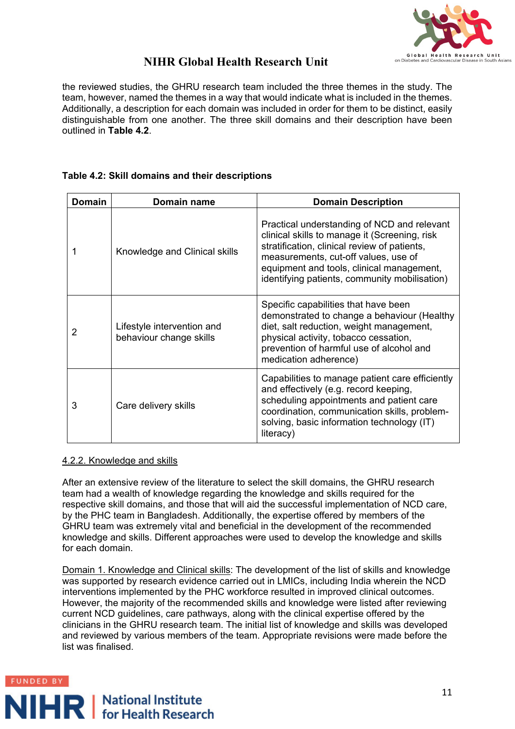the reviewed studies, the GHRU research team included the three themes in the study. The team, however, named the themes in a way that would indicate what is included in the themes. Additionally, a description for each domain was included in order for them to be distinct, easily distinguishable from one another. The three skill domains and their description have been outlined in **Table 4.2**.

**Table 4.2: Skill domains and their descriptions**

| Domain | Domain name | Domain Description |
|---|---|---|
| 1 | Knowledge and Clinical skills | Practical understanding of NCD and relevant clinical skills to manage it (Screening, risk stratification, clinical review of patients, measurements, cut-off values, use of equipment and tools, clinical management, identifying patients, community mobilisation) |
| 2 | Lifestyle intervention and behaviour change skills | Specific capabilities that have been demonstrated to change a behaviour (Healthy diet, salt reduction, weight management, physical activity, tobacco cessation, prevention of harmful use of alcohol and medication adherence) |
| 3 | Care delivery skills | Capabilities to manage patient care efficiently and effectively (e.g. record keeping, scheduling appointments and patient care coordination, communication skills, problem-solving, basic information technology (IT) literacy) |

### 4.2.2. Knowledge and skills

After an extensive review of the literature to select the skill domains, the GHRU research team had a wealth of knowledge regarding the knowledge and skills required for the respective skill domains, and those that will aid the successful implementation of NCD care, by the PHC team in Bangladesh. Additionally, the expertise offered by members of the GHRU team was extremely vital and beneficial in the development of the recommended knowledge and skills. Different approaches were used to develop the knowledge and skills for each domain.

Domain 1. Knowledge and Clinical skills: The development of the list of skills and knowledge was supported by research evidence carried out in LMICs, including India wherein the NCD interventions implemented by the PHC workforce resulted in improved clinical outcomes. However, the majority of the recommended skills and knowledge were listed after reviewing current NCD guidelines, care pathways, along with the clinical expertise offered by the clinicians in the GHRU research team. The initial list of knowledge and skills was developed and reviewed by various members of the team. Appropriate revisions were made before the list was finalised.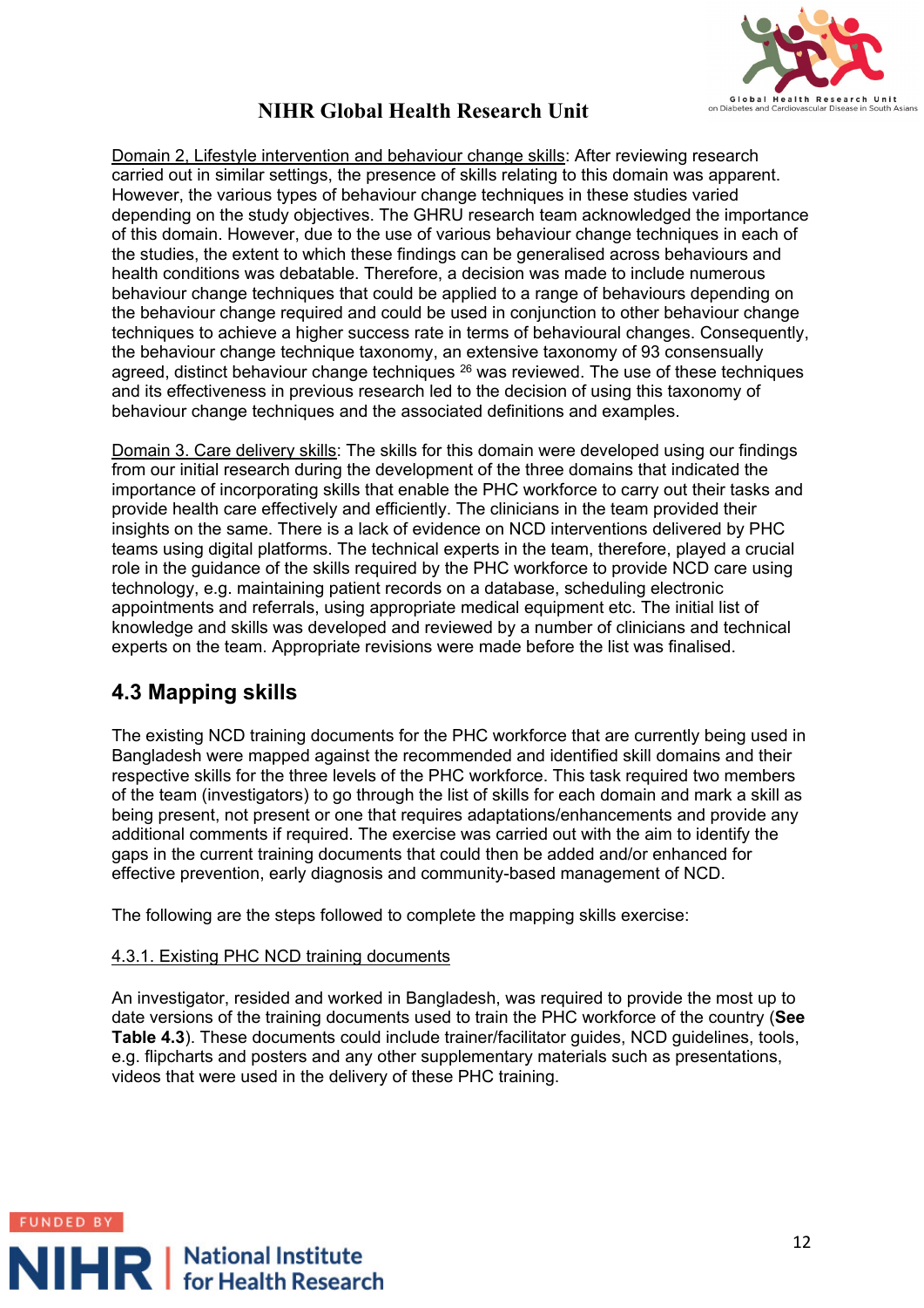Domain 2, Lifestyle intervention and behaviour change skills: After reviewing research carried out in similar settings, the presence of skills relating to this domain was apparent. However, the various types of behaviour change techniques in these studies varied depending on the study objectives. The GHRU research team acknowledged the importance of this domain. However, due to the use of various behaviour change techniques in each of the studies, the extent to which these findings can be generalised across behaviours and health conditions was debatable. Therefore, a decision was made to include numerous behaviour change techniques that could be applied to a range of behaviours depending on the behaviour change required and could be used in conjunction to other behaviour change techniques to achieve a higher success rate in terms of behavioural changes. Consequently, the behaviour change technique taxonomy, an extensive taxonomy of 93 consensually agreed, distinct behaviour change techniques [26] was reviewed. The use of these techniques and its effectiveness in previous research led to the decision of using this taxonomy of behaviour change techniques and the associated definitions and examples.

Domain 3. Care delivery skills: The skills for this domain were developed using our findings from our initial research during the development of the three domains that indicated the importance of incorporating skills that enable the PHC workforce to carry out their tasks and provide health care effectively and efficiently. The clinicians in the team provided their insights on the same. There is a lack of evidence on NCD interventions delivered by PHC teams using digital platforms. The technical experts in the team, therefore, played a crucial role in the guidance of the skills required by the PHC workforce to provide NCD care using technology, e.g. maintaining patient records on a database, scheduling electronic appointments and referrals, using appropriate medical equipment etc. The initial list of knowledge and skills was developed and reviewed by a number of clinicians and technical experts on the team. Appropriate revisions were made before the list was finalised.

## 4.3 Mapping skills

The existing NCD training documents for the PHC workforce that are currently being used in Bangladesh were mapped against the recommended and identified skill domains and their respective skills for the three levels of the PHC workforce. This task required two members of the team (investigators) to go through the list of skills for each domain and mark a skill as being present, not present or one that requires adaptations/enhancements and provide any additional comments if required. The exercise was carried out with the aim to identify the gaps in the current training documents that could then be added and/or enhanced for effective prevention, early diagnosis and community-based management of NCD.

The following are the steps followed to complete the mapping skills exercise:

### 4.3.1. Existing PHC NCD training documents

An investigator, resided and worked in Bangladesh, was required to provide the most up to date versions of the training documents used to train the PHC workforce of the country (**See Table 4.3**). These documents could include trainer/facilitator guides, NCD guidelines, tools, e.g. flipcharts and posters and any other supplementary materials such as presentations, videos that were used in the delivery of these PHC training.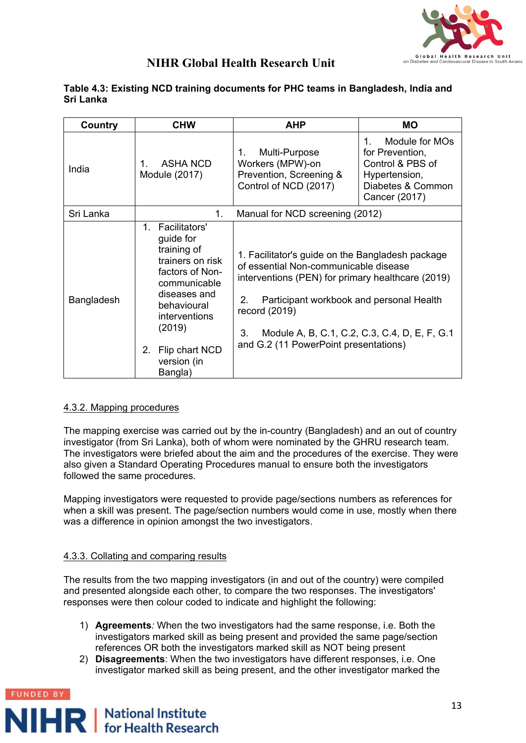**Table 4.3: Existing NCD training documents for PHC teams in Bangladesh, India and Sri Lanka**

| Country | CHW | AHP | MO |
|---|---|---|---|
| India | 1. ASHA NCD Module (2017) | 1. Multi-Purpose Workers (MPW)-on Prevention, Screening & Control of NCD (2017) | 1. Module for MOs for Prevention, Control & PBS of Hypertension, Diabetes & Common Cancer (2017) |
| Sri Lanka | 1. Manual for NCD screening (2012) | | |
| Bangladesh | 1. Facilitators' guide for training of trainers on risk factors of Non-communicable diseases and behavioural interventions (2019)<br><br>2. Flip chart NCD version (in Bangla) | 1. Facilitator's guide on the Bangladesh package of essential Non-communicable disease interventions (PEN) for primary healthcare (2019)<br><br>2. Participant workbook and personal Health record (2019)<br><br>3. Module A, B, C.1, C.2, C.3, C.4, D, E, F, G.1 and G.2 (11 PowerPoint presentations) | |

### 4.3.2. Mapping procedures

The mapping exercise was carried out by the in-country (Bangladesh) and an out of country investigator (from Sri Lanka), both of whom were nominated by the GHRU research team. The investigators were briefed about the aim and the procedures of the exercise. They were also given a Standard Operating Procedures manual to ensure both the investigators followed the same procedures.

Mapping investigators were requested to provide page/sections numbers as references for when a skill was present. The page/section numbers would come in use, mostly when there was a difference in opinion amongst the two investigators.

### 4.3.3. Collating and comparing results

The results from the two mapping investigators (in and out of the country) were compiled and presented alongside each other, to compare the two responses. The investigators' responses were then colour coded to indicate and highlight the following:

1) **Agreements***:* When the two investigators had the same response, i.e. Both the investigators marked skill as being present and provided the same page/section references OR both the investigators marked skill as NOT being present
2) **Disagreements**: When the two investigators have different responses, i.e. One investigator marked skill as being present, and the other investigator marked the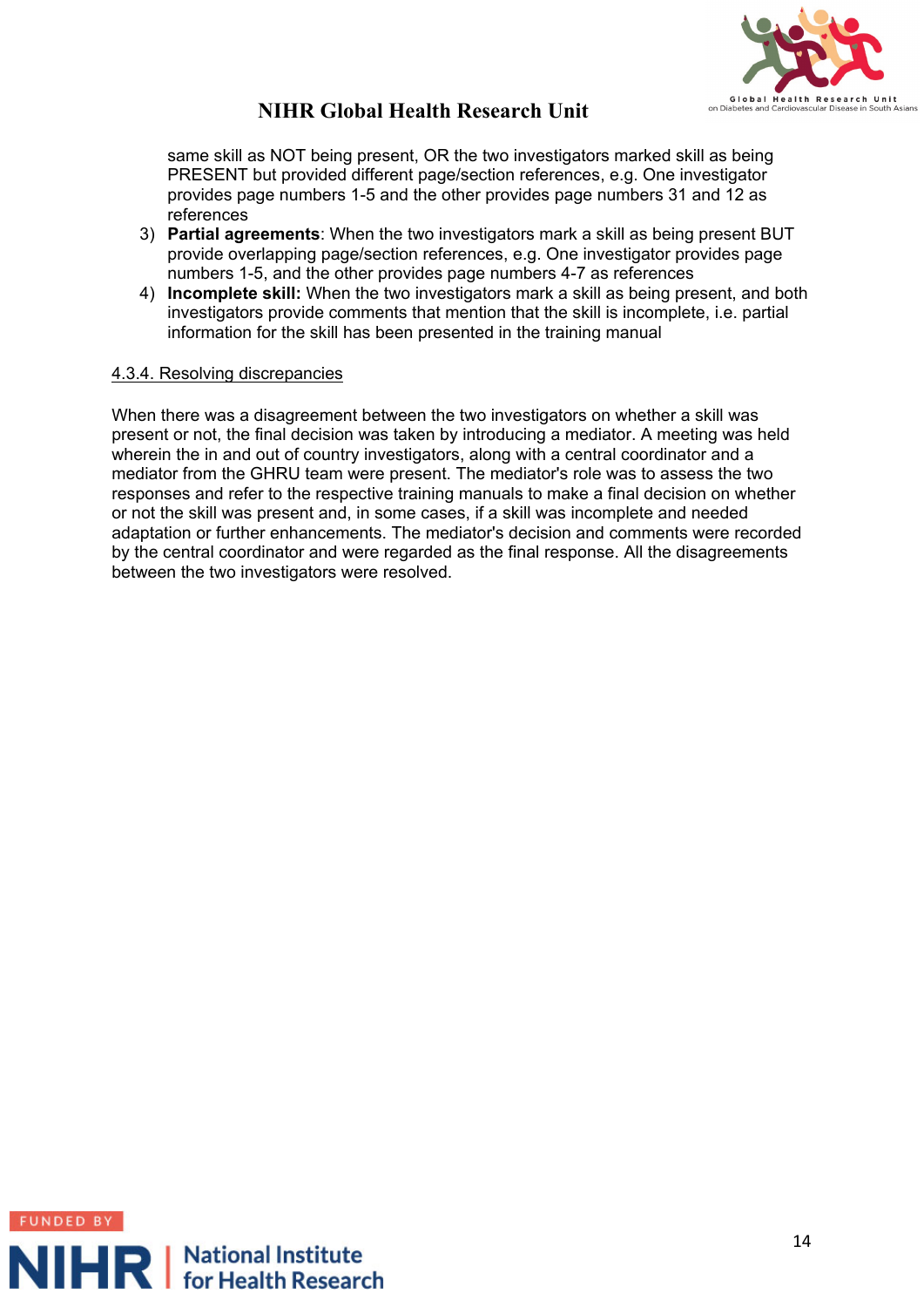same skill as NOT being present, OR the two investigators marked skill as being PRESENT but provided different page/section references, e.g. One investigator provides page numbers 1-5 and the other provides page numbers 31 and 12 as references

3) **Partial agreements**: When the two investigators mark a skill as being present BUT provide overlapping page/section references, e.g. One investigator provides page numbers 1-5, and the other provides page numbers 4-7 as references
4) **Incomplete skill:** When the two investigators mark a skill as being present, and both investigators provide comments that mention that the skill is incomplete, i.e. partial information for the skill has been presented in the training manual

#### 4.3.4. Resolving discrepancies

When there was a disagreement between the two investigators on whether a skill was present or not, the final decision was taken by introducing a mediator. A meeting was held wherein the in and out of country investigators, along with a central coordinator and a mediator from the GHRU team were present. The mediator's role was to assess the two responses and refer to the respective training manuals to make a final decision on whether or not the skill was present and, in some cases, if a skill was incomplete and needed adaptation or further enhancements. The mediator's decision and comments were recorded by the central coordinator and were regarded as the final response. All the disagreements between the two investigators were resolved.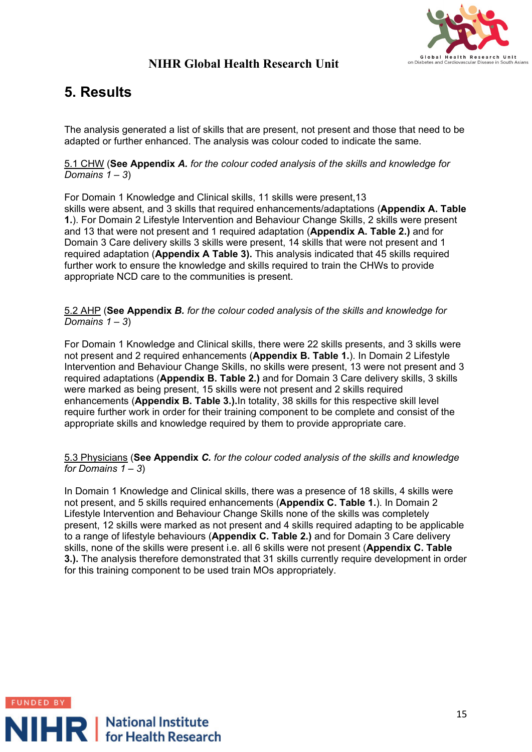# 5. Results

The analysis generated a list of skills that are present, not present and those that need to be adapted or further enhanced. The analysis was colour coded to indicate the same.

5.1 CHW (**See Appendix *A.*** *for the colour coded analysis of the skills and knowledge for Domains 1 – 3*)

For Domain 1 Knowledge and Clinical skills, 11 skills were present,13 skills were absent, and 3 skills that required enhancements/adaptations (**Appendix A. Table 1.**). For Domain 2 Lifestyle Intervention and Behaviour Change Skills, 2 skills were present and 13 that were not present and 1 required adaptation (**Appendix A. Table 2.)** and for Domain 3 Care delivery skills 3 skills were present, 14 skills that were not present and 1 required adaptation (**Appendix A Table 3).** This analysis indicated that 45 skills required further work to ensure the knowledge and skills required to train the CHWs to provide appropriate NCD care to the communities is present.

5.2 AHP (**See Appendix *B.*** *for the colour coded analysis of the skills and knowledge for Domains 1 – 3*)

For Domain 1 Knowledge and Clinical skills, there were 22 skills presents, and 3 skills were not present and 2 required enhancements (**Appendix B. Table 1.**). In Domain 2 Lifestyle Intervention and Behaviour Change Skills, no skills were present, 13 were not present and 3 required adaptations (**Appendix B. Table 2.)** and for Domain 3 Care delivery skills, 3 skills were marked as being present, 15 skills were not present and 2 skills required enhancements (**Appendix B. Table 3.).**In totality, 38 skills for this respective skill level require further work in order for their training component to be complete and consist of the appropriate skills and knowledge required by them to provide appropriate care.

5.3 Physicians (**See Appendix *C.*** *for the colour coded analysis of the skills and knowledge for Domains 1 – 3*)

In Domain 1 Knowledge and Clinical skills, there was a presence of 18 skills, 4 skills were not present, and 5 skills required enhancements (**Appendix C. Table 1.**). In Domain 2 Lifestyle Intervention and Behaviour Change Skills none of the skills was completely present, 12 skills were marked as not present and 4 skills required adapting to be applicable to a range of lifestyle behaviours (**Appendix C. Table 2.)** and for Domain 3 Care delivery skills, none of the skills were present i.e. all 6 skills were not present (**Appendix C. Table 3.).** The analysis therefore demonstrated that 31 skills currently require development in order for this training component to be used train MOs appropriately.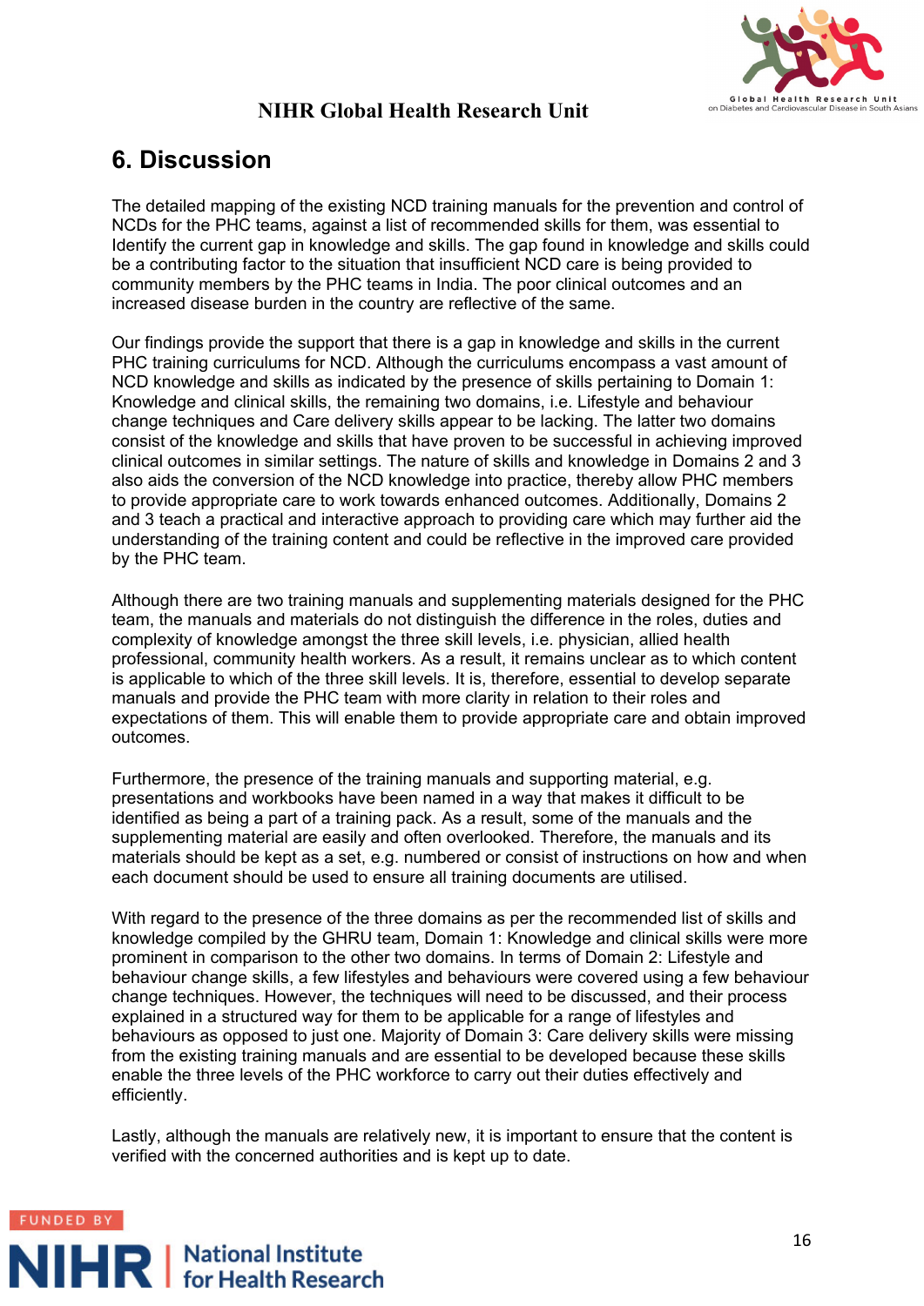## 6. Discussion

The detailed mapping of the existing NCD training manuals for the prevention and control of NCDs for the PHC teams, against a list of recommended skills for them, was essential to Identify the current gap in knowledge and skills. The gap found in knowledge and skills could be a contributing factor to the situation that insufficient NCD care is being provided to community members by the PHC teams in India. The poor clinical outcomes and an increased disease burden in the country are reflective of the same.

Our findings provide the support that there is a gap in knowledge and skills in the current PHC training curriculums for NCD. Although the curriculums encompass a vast amount of NCD knowledge and skills as indicated by the presence of skills pertaining to Domain 1: Knowledge and clinical skills, the remaining two domains, i.e. Lifestyle and behaviour change techniques and Care delivery skills appear to be lacking. The latter two domains consist of the knowledge and skills that have proven to be successful in achieving improved clinical outcomes in similar settings. The nature of skills and knowledge in Domains 2 and 3 also aids the conversion of the NCD knowledge into practice, thereby allow PHC members to provide appropriate care to work towards enhanced outcomes. Additionally, Domains 2 and 3 teach a practical and interactive approach to providing care which may further aid the understanding of the training content and could be reflective in the improved care provided by the PHC team.

Although there are two training manuals and supplementing materials designed for the PHC team, the manuals and materials do not distinguish the difference in the roles, duties and complexity of knowledge amongst the three skill levels, i.e. physician, allied health professional, community health workers. As a result, it remains unclear as to which content is applicable to which of the three skill levels. It is, therefore, essential to develop separate manuals and provide the PHC team with more clarity in relation to their roles and expectations of them. This will enable them to provide appropriate care and obtain improved outcomes.

Furthermore, the presence of the training manuals and supporting material, e.g. presentations and workbooks have been named in a way that makes it difficult to be identified as being a part of a training pack. As a result, some of the manuals and the supplementing material are easily and often overlooked. Therefore, the manuals and its materials should be kept as a set, e.g. numbered or consist of instructions on how and when each document should be used to ensure all training documents are utilised.

With regard to the presence of the three domains as per the recommended list of skills and knowledge compiled by the GHRU team, Domain 1: Knowledge and clinical skills were more prominent in comparison to the other two domains. In terms of Domain 2: Lifestyle and behaviour change skills, a few lifestyles and behaviours were covered using a few behaviour change techniques. However, the techniques will need to be discussed, and their process explained in a structured way for them to be applicable for a range of lifestyles and behaviours as opposed to just one. Majority of Domain 3: Care delivery skills were missing from the existing training manuals and are essential to be developed because these skills enable the three levels of the PHC workforce to carry out their duties effectively and efficiently.

Lastly, although the manuals are relatively new, it is important to ensure that the content is verified with the concerned authorities and is kept up to date.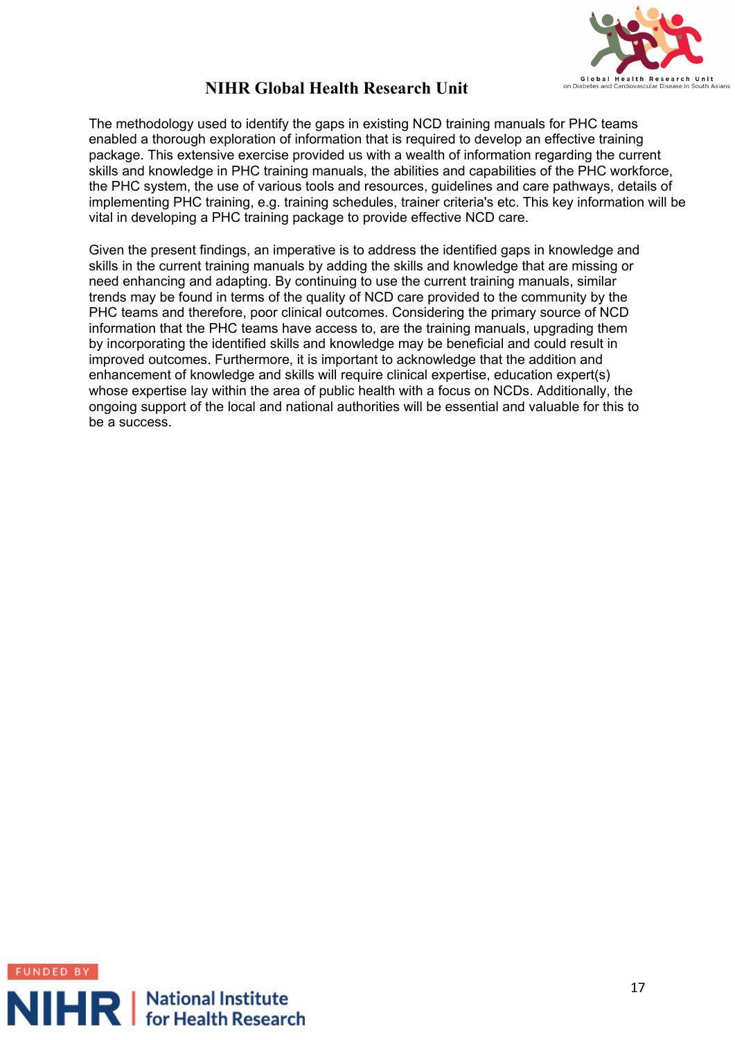The methodology used to identify the gaps in existing NCD training manuals for PHC teams enabled a thorough exploration of information that is required to develop an effective training package. This extensive exercise provided us with a wealth of information regarding the current skills and knowledge in PHC training manuals, the abilities and capabilities of the PHC workforce, the PHC system, the use of various tools and resources, guidelines and care pathways, details of implementing PHC training, e.g. training schedules, trainer criteria's etc. This key information will be vital in developing a PHC training package to provide effective NCD care.

Given the present findings, an imperative is to address the identified gaps in knowledge and skills in the current training manuals by adding the skills and knowledge that are missing or need enhancing and adapting. By continuing to use the current training manuals, similar trends may be found in terms of the quality of NCD care provided to the community by the PHC teams and therefore, poor clinical outcomes. Considering the primary source of NCD information that the PHC teams have access to, are the training manuals, upgrading them by incorporating the identified skills and knowledge may be beneficial and could result in improved outcomes. Furthermore, it is important to acknowledge that the addition and enhancement of knowledge and skills will require clinical expertise, education expert(s) whose expertise lay within the area of public health with a focus on NCDs. Additionally, the ongoing support of the local and national authorities will be essential and valuable for this to be a success.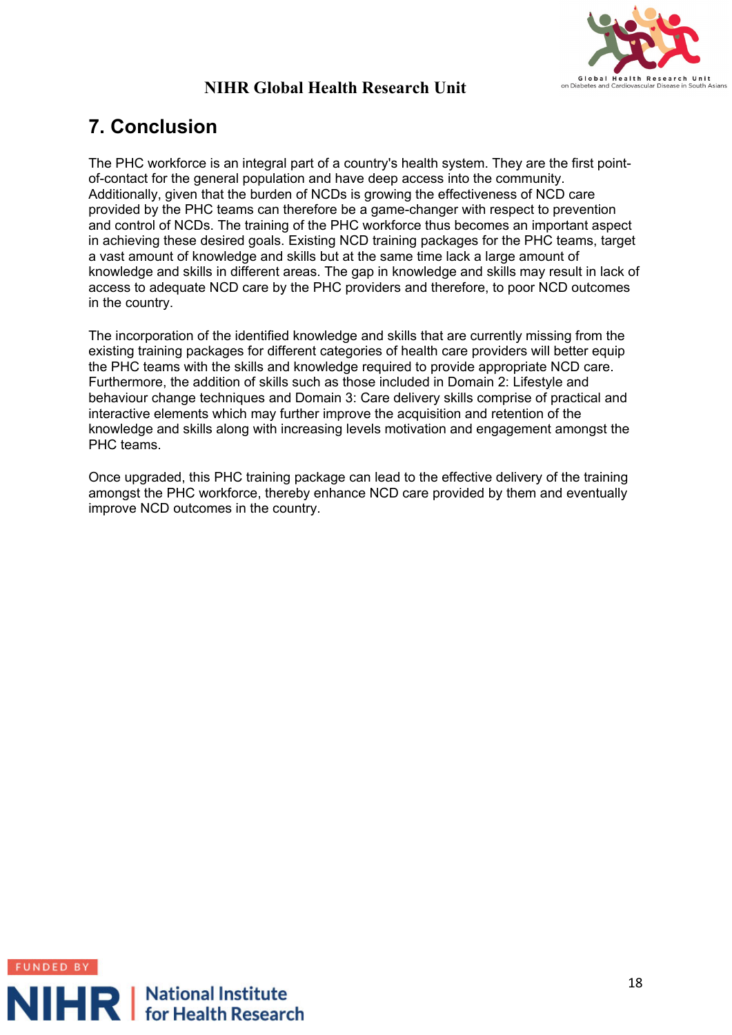# 7. Conclusion

The PHC workforce is an integral part of a country's health system. They are the first point-of-contact for the general population and have deep access into the community. Additionally, given that the burden of NCDs is growing the effectiveness of NCD care provided by the PHC teams can therefore be a game-changer with respect to prevention and control of NCDs. The training of the PHC workforce thus becomes an important aspect in achieving these desired goals. Existing NCD training packages for the PHC teams, target a vast amount of knowledge and skills but at the same time lack a large amount of knowledge and skills in different areas. The gap in knowledge and skills may result in lack of access to adequate NCD care by the PHC providers and therefore, to poor NCD outcomes in the country.

The incorporation of the identified knowledge and skills that are currently missing from the existing training packages for different categories of health care providers will better equip the PHC teams with the skills and knowledge required to provide appropriate NCD care. Furthermore, the addition of skills such as those included in Domain 2: Lifestyle and behaviour change techniques and Domain 3: Care delivery skills comprise of practical and interactive elements which may further improve the acquisition and retention of the knowledge and skills along with increasing levels motivation and engagement amongst the PHC teams.

Once upgraded, this PHC training package can lead to the effective delivery of the training amongst the PHC workforce, thereby enhance NCD care provided by them and eventually improve NCD outcomes in the country.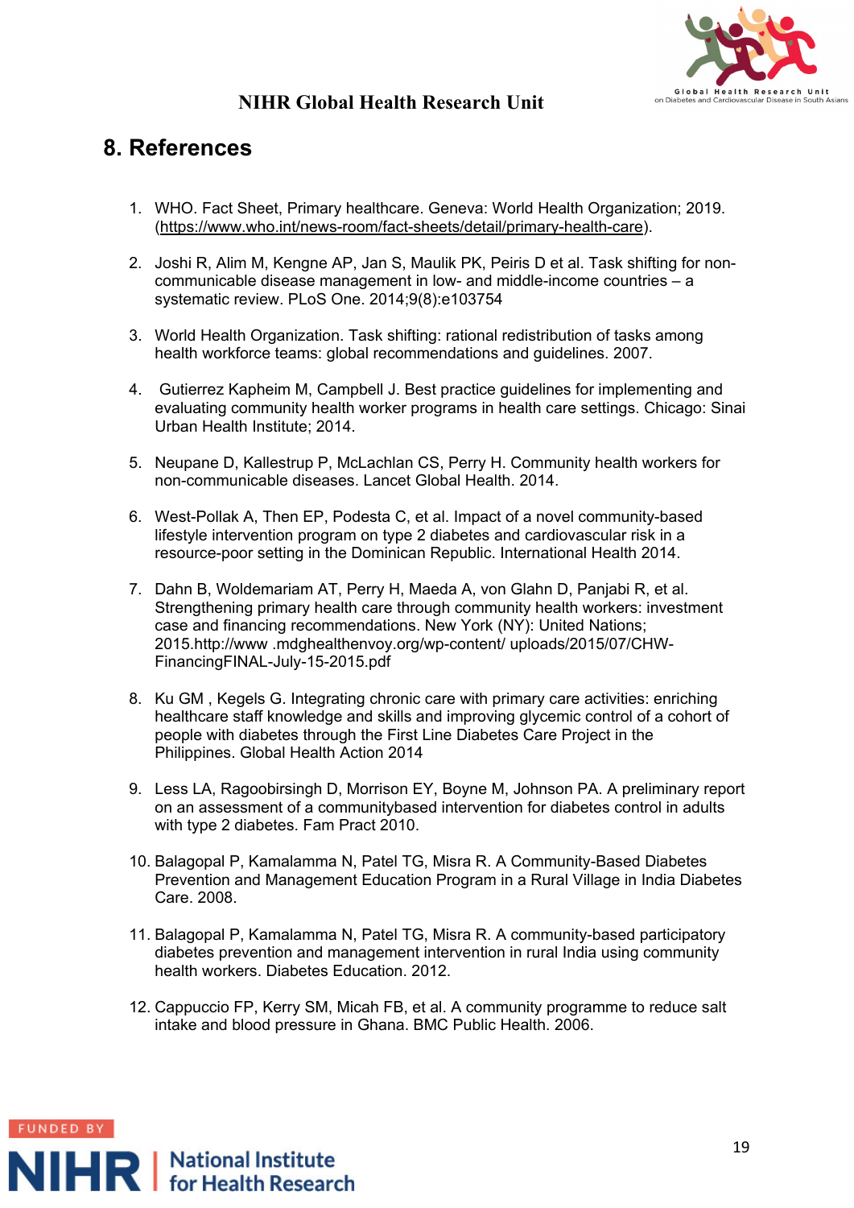## 8. References

1. WHO. Fact Sheet, Primary healthcare. Geneva: World Health Organization; 2019. (https://www.who.int/news-room/fact-sheets/detail/primary-health-care).

2. Joshi R, Alim M, Kengne AP, Jan S, Maulik PK, Peiris D et al. Task shifting for non-communicable disease management in low- and middle-income countries – a systematic review. PLoS One. 2014;9(8):e103754

3. World Health Organization. Task shifting: rational redistribution of tasks among health workforce teams: global recommendations and guidelines. 2007.

4. Gutierrez Kapheim M, Campbell J. Best practice guidelines for implementing and evaluating community health worker programs in health care settings. Chicago: Sinai Urban Health Institute; 2014.

5. Neupane D, Kallestrup P, McLachlan CS, Perry H. Community health workers for non-communicable diseases. Lancet Global Health. 2014.

6. West-Pollak A, Then EP, Podesta C, et al. Impact of a novel community-based lifestyle intervention program on type 2 diabetes and cardiovascular risk in a resource-poor setting in the Dominican Republic. International Health 2014.

7. Dahn B, Woldemariam AT, Perry H, Maeda A, von Glahn D, Panjabi R, et al. Strengthening primary health care through community health workers: investment case and financing recommendations. New York (NY): United Nations; 2015.http://www .mdghealthenvoy.org/wp-content/ uploads/2015/07/CHW-FinancingFINAL-July-15-2015.pdf

8. Ku GM , Kegels G. Integrating chronic care with primary care activities: enriching healthcare staff knowledge and skills and improving glycemic control of a cohort of people with diabetes through the First Line Diabetes Care Project in the Philippines. Global Health Action 2014

9. Less LA, Ragoobirsingh D, Morrison EY, Boyne M, Johnson PA. A preliminary report on an assessment of a communitybased intervention for diabetes control in adults with type 2 diabetes. Fam Pract 2010.

10. Balagopal P, Kamalamma N, Patel TG, Misra R. A Community-Based Diabetes Prevention and Management Education Program in a Rural Village in India Diabetes Care. 2008.

11. Balagopal P, Kamalamma N, Patel TG, Misra R. A community-based participatory diabetes prevention and management intervention in rural India using community health workers. Diabetes Education. 2012.

12. Cappuccio FP, Kerry SM, Micah FB, et al. A community programme to reduce salt intake and blood pressure in Ghana. BMC Public Health. 2006.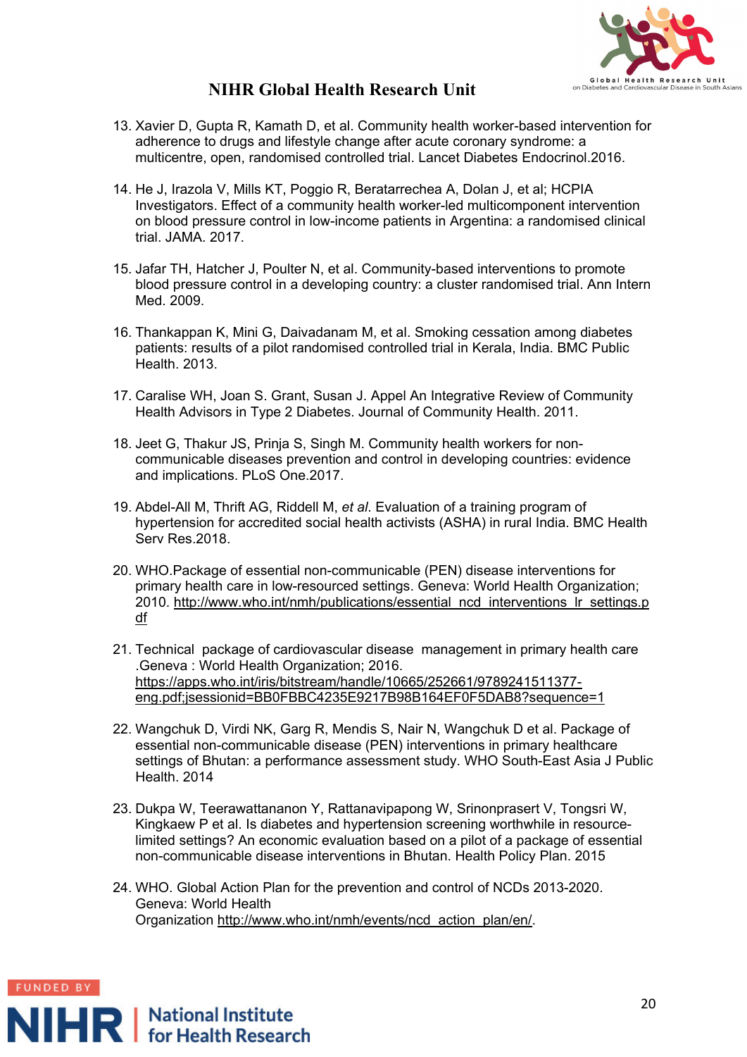13. Xavier D, Gupta R, Kamath D, et al. Community health worker-based intervention for adherence to drugs and lifestyle change after acute coronary syndrome: a multicentre, open, randomised controlled trial. Lancet Diabetes Endocrinol.2016.

14. He J, Irazola V, Mills KT, Poggio R, Beratarrechea A, Dolan J, et al; HCPIA Investigators. Effect of a community health worker-led multicomponent intervention on blood pressure control in low-income patients in Argentina: a randomised clinical trial. JAMA. 2017.

15. Jafar TH, Hatcher J, Poulter N, et al. Community-based interventions to promote blood pressure control in a developing country: a cluster randomised trial. Ann Intern Med. 2009.

16. Thankappan K, Mini G, Daivadanam M, et al. Smoking cessation among diabetes patients: results of a pilot randomised controlled trial in Kerala, India. BMC Public Health. 2013.

17. Caralise WH, Joan S. Grant, Susan J. Appel An Integrative Review of Community Health Advisors in Type 2 Diabetes. Journal of Community Health. 2011.

18. Jeet G, Thakur JS, Prinja S, Singh M. Community health workers for non-communicable diseases prevention and control in developing countries: evidence and implications. PLoS One.2017.

19. Abdel-All M, Thrift AG, Riddell M, *et al*. Evaluation of a training program of hypertension for accredited social health activists (ASHA) in rural India. BMC Health Serv Res.2018.

20. WHO.Package of essential non-communicable (PEN) disease interventions for primary health care in low-resourced settings. Geneva: World Health Organization; 2010. http://www.who.int/nmh/publications/essential_ncd_interventions_lr_settings.pdf

21. Technical package of cardiovascular disease management in primary health care .Geneva : World Health Organization; 2016. https://apps.who.int/iris/bitstream/handle/10665/252661/9789241511377-eng.pdf;jsessionid=BB0FBBC4235E9217B98B164EF0F5DAB8?sequence=1

22. Wangchuk D, Virdi NK, Garg R, Mendis S, Nair N, Wangchuk D et al. Package of essential non-communicable disease (PEN) interventions in primary healthcare settings of Bhutan: a performance assessment study. WHO South-East Asia J Public Health. 2014

23. Dukpa W, Teerawattananon Y, Rattanavipapong W, Srinonprasert V, Tongsri W, Kingkaew P et al. Is diabetes and hypertension screening worthwhile in resource-limited settings? An economic evaluation based on a pilot of a package of essential non-communicable disease interventions in Bhutan. Health Policy Plan. 2015

24. WHO. Global Action Plan for the prevention and control of NCDs 2013-2020. Geneva: World Health Organization http://www.who.int/nmh/events/ncd_action_plan/en/.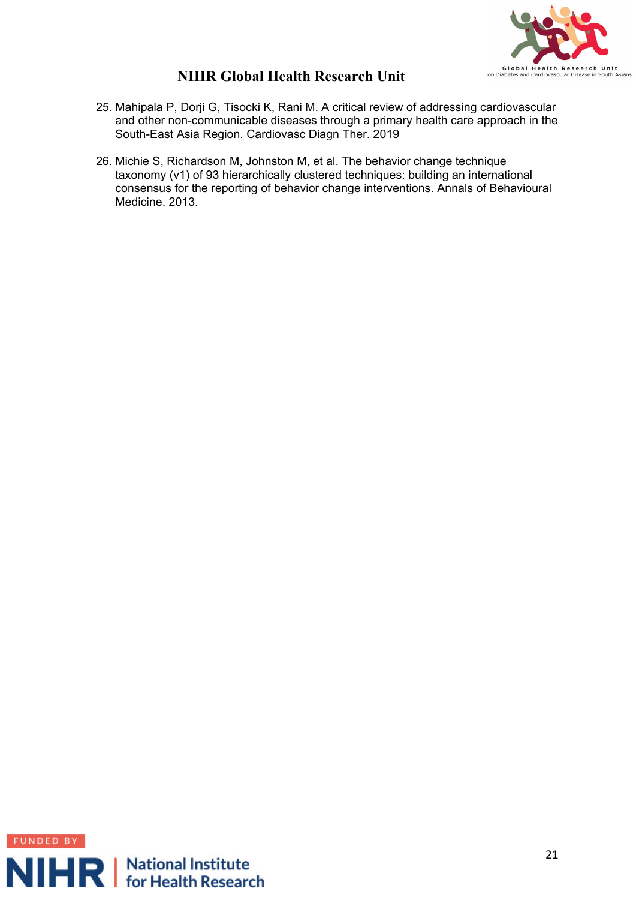25. Mahipala P, Dorji G, Tisocki K, Rani M. A critical review of addressing cardiovascular and other non-communicable diseases through a primary health care approach in the South-East Asia Region. Cardiovasc Diagn Ther. 2019

26. Michie S, Richardson M, Johnston M, et al. The behavior change technique taxonomy (v1) of 93 hierarchically clustered techniques: building an international consensus for the reporting of behavior change interventions. Annals of Behavioural Medicine. 2013.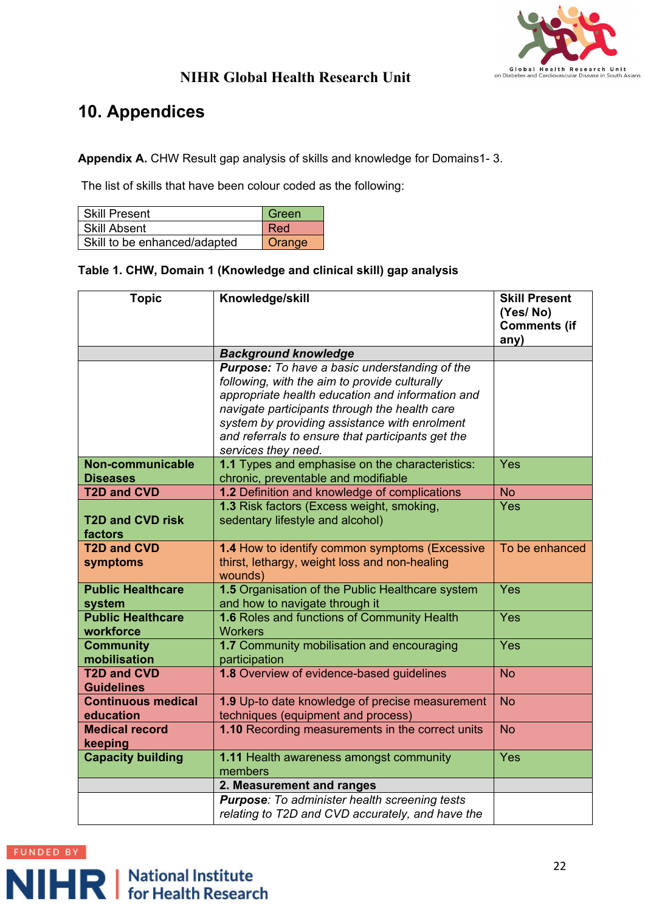## 10. Appendices

**Appendix A.** CHW Result gap analysis of skills and knowledge for Domains1- 3.

The list of skills that have been colour coded as the following:

| Skill Present | Green |
|---|---|
| Skill Absent | Red |
| Skill to be enhanced/adapted | Orange |

**Table 1. CHW, Domain 1 (Knowledge and clinical skill) gap analysis**

| Topic | Knowledge/skill | Skill Present (Yes/ No) Comments (if any) |
|---|---|---|
| | ***Background knowledge*** | |
| | ***Purpose:*** *To have a basic understanding of the following, with the aim to provide culturally appropriate health education and information and navigate participants through the health care system by providing assistance with enrolment and referrals to ensure that participants get the services they need.* | |
| **Non-communicable Diseases** | **1.1** Types and emphasise on the characteristics: chronic, preventable and modifiable | Yes |
| **T2D and CVD** | **1.2** Definition and knowledge of complications | No |
| **T2D and CVD risk factors** | **1.3** Risk factors (Excess weight, smoking, sedentary lifestyle and alcohol) | Yes |
| **T2D and CVD symptoms** | **1.4** How to identify common symptoms (Excessive thirst, lethargy, weight loss and non-healing wounds) | To be enhanced |
| **Public Healthcare system** | **1.5** Organisation of the Public Healthcare system and how to navigate through it | Yes |
| **Public Healthcare workforce** | **1.6** Roles and functions of Community Health Workers | Yes |
| **Community mobilisation** | **1.7** Community mobilisation and encouraging participation | Yes |
| **T2D and CVD Guidelines** | **1.8** Overview of evidence-based guidelines | No |
| **Continuous medical education** | **1.9** Up-to date knowledge of precise measurement techniques (equipment and process) | No |
| **Medical record keeping** | **1.10** Recording measurements in the correct units | No |
| **Capacity building** | **1.11** Health awareness amongst community members | Yes |
| | **2. Measurement and ranges** | |
| | ***Purpose****: To administer health screening tests relating to T2D and CVD accurately, and have the* | |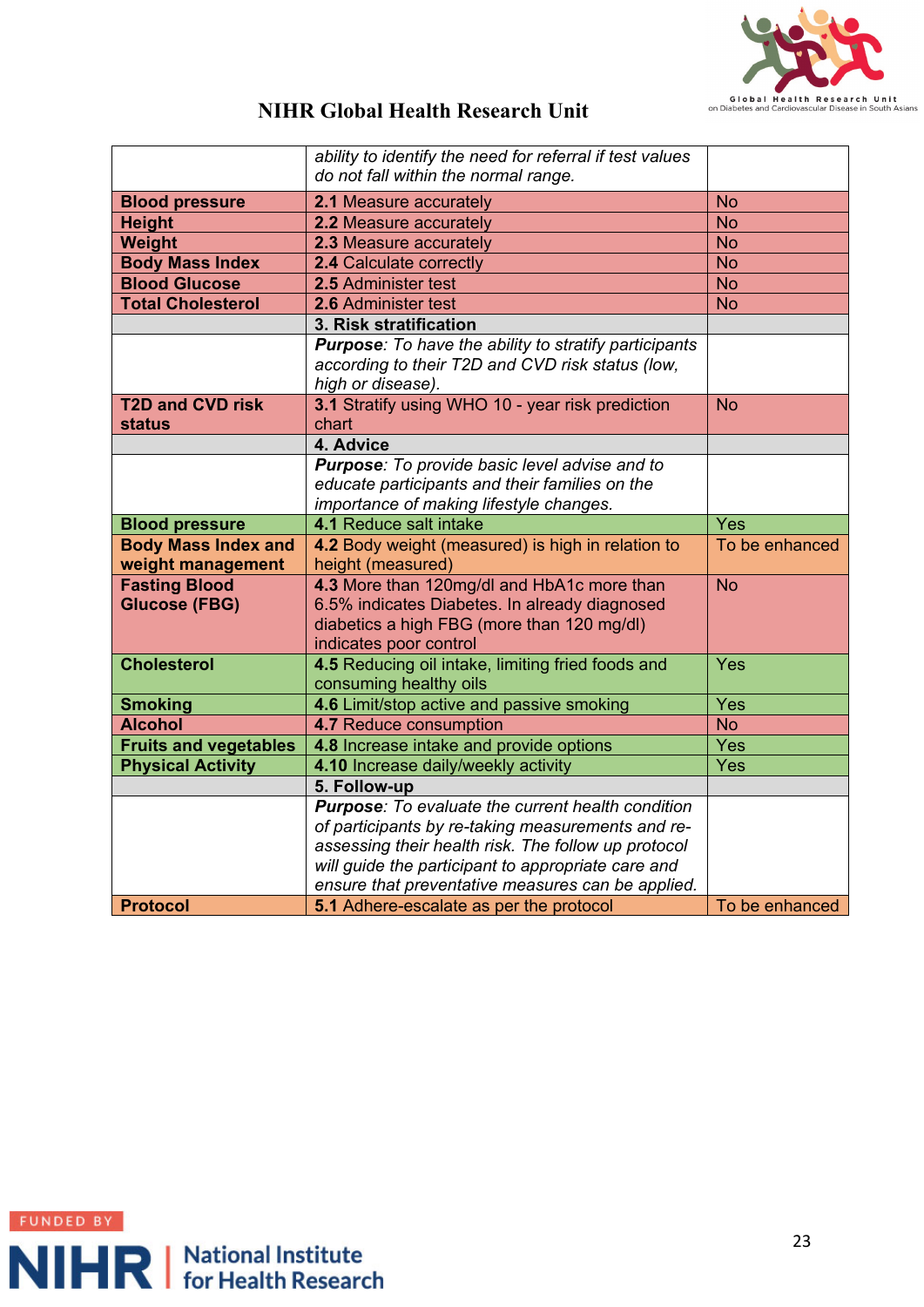## NIHR Global Health Research Unit

| | | |
|---|---|---|
| | *ability to identify the need for referral if test values do not fall within the normal range.* | |
| **Blood pressure** | **2.1** Measure accurately | No |
| **Height** | **2.2** Measure accurately | No |
| **Weight** | **2.3** Measure accurately | No |
| **Body Mass Index** | **2.4** Calculate correctly | No |
| **Blood Glucose** | **2.5** Administer test | No |
| **Total Cholesterol** | **2.6** Administer test | No |
| | **3. Risk stratification** | |
| | ***Purpose****: To have the ability to stratify participants according to their T2D and CVD risk status (low, high or disease).* | |
| **T2D and CVD risk status** | **3.1** Stratify using WHO 10 - year risk prediction chart | No |
| | **4. Advice** | |
| | ***Purpose****: To provide basic level advise and to educate participants and their families on the importance of making lifestyle changes.* | |
| **Blood pressure** | **4.1** Reduce salt intake | Yes |
| **Body Mass Index and weight management** | **4.2** Body weight (measured) is high in relation to height (measured) | To be enhanced |
| **Fasting Blood Glucose (FBG)** | **4.3** More than 120mg/dl and HbA1c more than 6.5% indicates Diabetes. In already diagnosed diabetics a high FBG (more than 120 mg/dl) indicates poor control | No |
| **Cholesterol** | **4.5** Reducing oil intake, limiting fried foods and consuming healthy oils | Yes |
| **Smoking** | **4.6** Limit/stop active and passive smoking | Yes |
| **Alcohol** | **4.7** Reduce consumption | No |
| **Fruits and vegetables** | **4.8** Increase intake and provide options | Yes |
| **Physical Activity** | **4.10** Increase daily/weekly activity | Yes |
| | **5. Follow-up** | |
| | ***Purpose****: To evaluate the current health condition of participants by re-taking measurements and re-assessing their health risk. The follow up protocol will guide the participant to appropriate care and ensure that preventative measures can be applied.* | |
| **Protocol** | **5.1** Adhere-escalate as per the protocol | To be enhanced |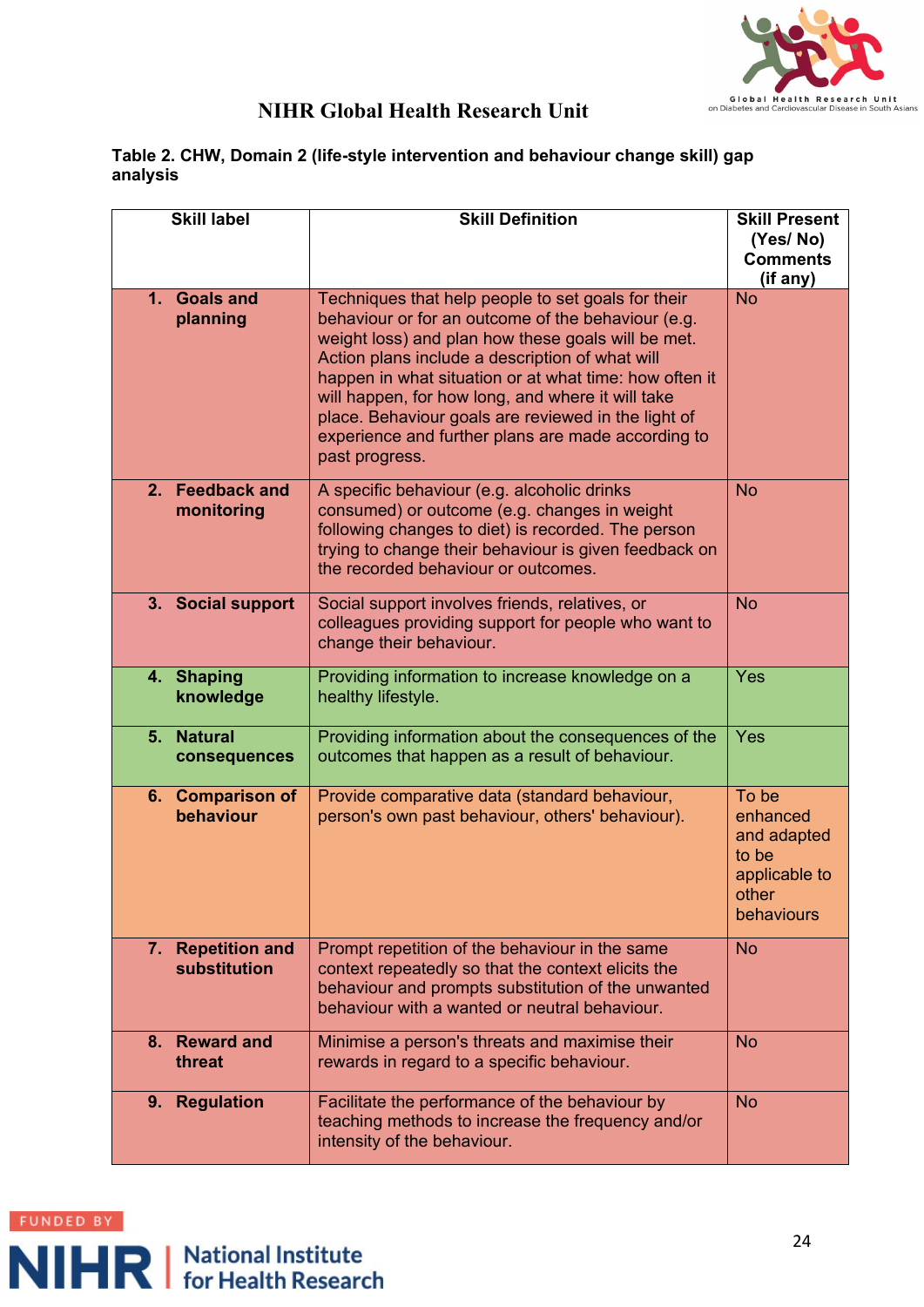# NIHR Global Health Research Unit

**Table 2. CHW, Domain 2 (life-style intervention and behaviour change skill) gap analysis**

| Skill label | Skill Definition | Skill Present (Yes/ No) Comments (if any) |
|---|---|---|
| **1. Goals and planning** | Techniques that help people to set goals for their behaviour or for an outcome of the behaviour (e.g. weight loss) and plan how these goals will be met. Action plans include a description of what will happen in what situation or at what time: how often it will happen, for how long, and where it will take place. Behaviour goals are reviewed in the light of experience and further plans are made according to past progress. | No |
| **2. Feedback and monitoring** | A specific behaviour (e.g. alcoholic drinks consumed) or outcome (e.g. changes in weight following changes to diet) is recorded. The person trying to change their behaviour is given feedback on the recorded behaviour or outcomes. | No |
| **3. Social support** | Social support involves friends, relatives, or colleagues providing support for people who want to change their behaviour. | No |
| **4. Shaping knowledge** | Providing information to increase knowledge on a healthy lifestyle. | Yes |
| **5. Natural consequences** | Providing information about the consequences of the outcomes that happen as a result of behaviour. | Yes |
| **6. Comparison of behaviour** | Provide comparative data (standard behaviour, person's own past behaviour, others' behaviour). | To be enhanced and adapted to be applicable to other behaviours |
| **7. Repetition and substitution** | Prompt repetition of the behaviour in the same context repeatedly so that the context elicits the behaviour and prompts substitution of the unwanted behaviour with a wanted or neutral behaviour. | No |
| **8. Reward and threat** | Minimise a person's threats and maximise their rewards in regard to a specific behaviour. | No |
| **9. Regulation** | Facilitate the performance of the behaviour by teaching methods to increase the frequency and/or intensity of the behaviour. | No |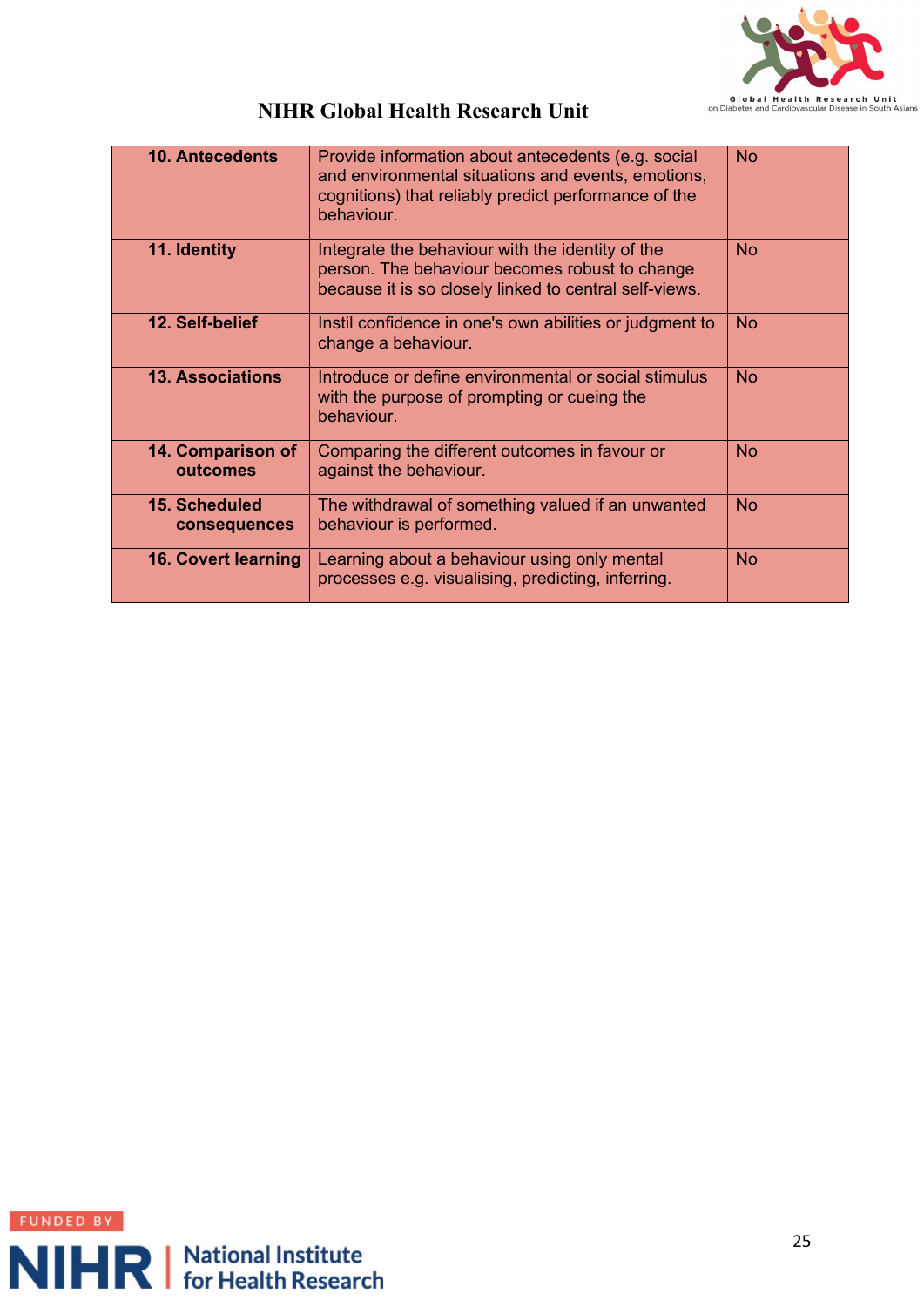| 10. Antecedents | Provide information about antecedents (e.g. social and environmental situations and events, emotions, cognitions) that reliably predict performance of the behaviour. | No |
|---|---|---|
| 11. Identity | Integrate the behaviour with the identity of the person. The behaviour becomes robust to change because it is so closely linked to central self-views. | No |
| 12. Self-belief | Instil confidence in one's own abilities or judgment to change a behaviour. | No |
| 13. Associations | Introduce or define environmental or social stimulus with the purpose of prompting or cueing the behaviour. | No |
| 14. Comparison of outcomes | Comparing the different outcomes in favour or against the behaviour. | No |
| 15. Scheduled consequences | The withdrawal of something valued if an unwanted behaviour is performed. | No |
| 16. Covert learning | Learning about a behaviour using only mental processes e.g. visualising, predicting, inferring. | No |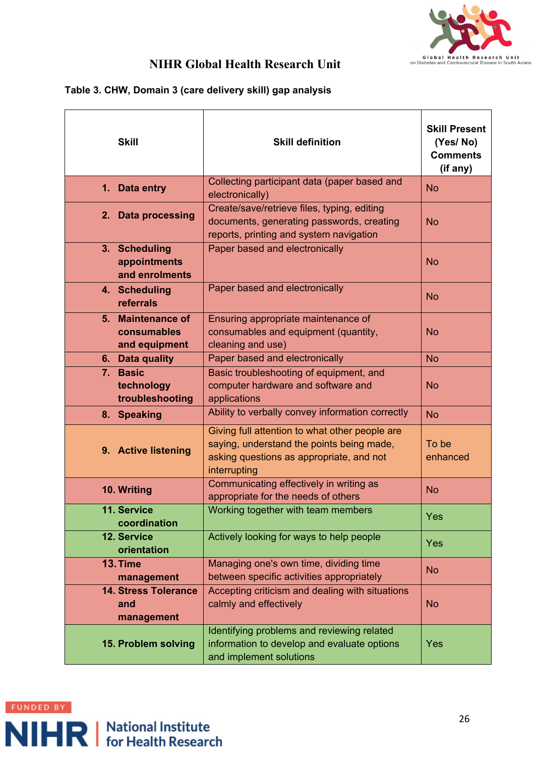## NIHR Global Health Research Unit

**Table 3. CHW, Domain 3 (care delivery skill) gap analysis**

| Skill | Skill definition | Skill Present (Yes/ No) Comments (if any) |
|---|---|---|
| **1. Data entry** | Collecting participant data (paper based and electronically) | No |
| **2. Data processing** | Create/save/retrieve files, typing, editing documents, generating passwords, creating reports, printing and system navigation | No |
| **3. Scheduling appointments and enrolments** | Paper based and electronically | No |
| **4. Scheduling referrals** | Paper based and electronically | No |
| **5. Maintenance of consumables and equipment** | Ensuring appropriate maintenance of consumables and equipment (quantity, cleaning and use) | No |
| **6. Data quality** | Paper based and electronically | No |
| **7. Basic technology troubleshooting** | Basic troubleshooting of equipment, and computer hardware and software and applications | No |
| **8. Speaking** | Ability to verbally convey information correctly | No |
| **9. Active listening** | Giving full attention to what other people are saying, understand the points being made, asking questions as appropriate, and not interrupting | To be enhanced |
| **10. Writing** | Communicating effectively in writing as appropriate for the needs of others | No |
| **11. Service coordination** | Working together with team members | Yes |
| **12. Service orientation** | Actively looking for ways to help people | Yes |
| **13. Time management** | Managing one's own time, dividing time between specific activities appropriately | No |
| **14. Stress Tolerance and management** | Accepting criticism and dealing with situations calmly and effectively | No |
| **15. Problem solving** | Identifying problems and reviewing related information to develop and evaluate options and implement solutions | Yes |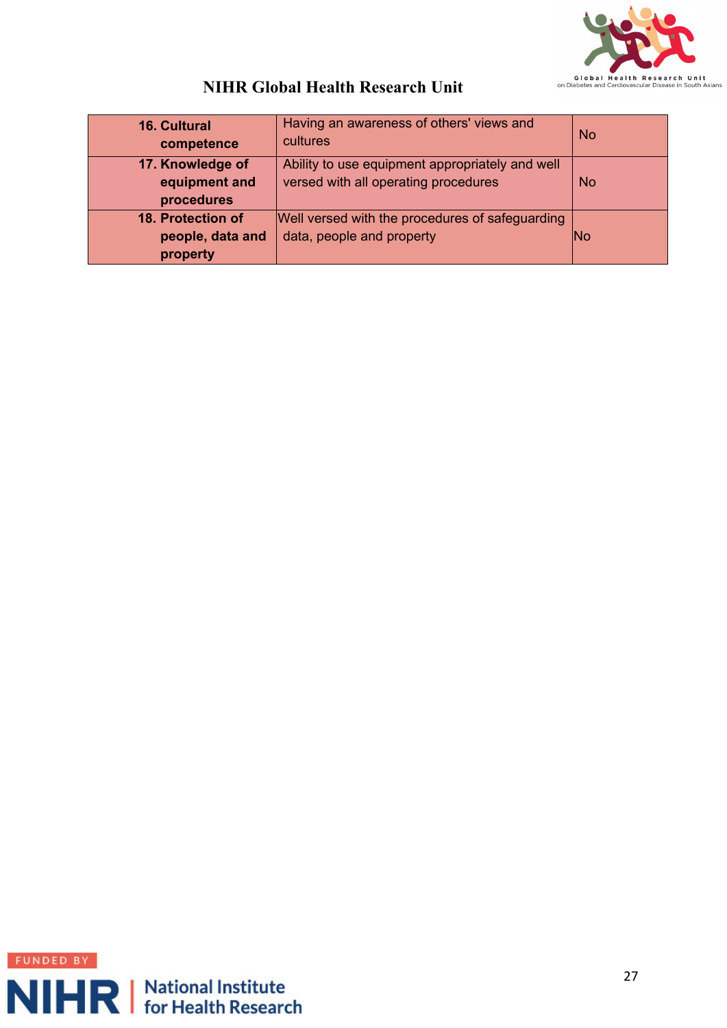| 16. Cultural competence | Having an awareness of others' views and cultures | No |
|---|---|---|
| 17. Knowledge of equipment and procedures | Ability to use equipment appropriately and well versed with all operating procedures | No |
| 18. Protection of people, data and property | Well versed with the procedures of safeguarding data, people and property | No |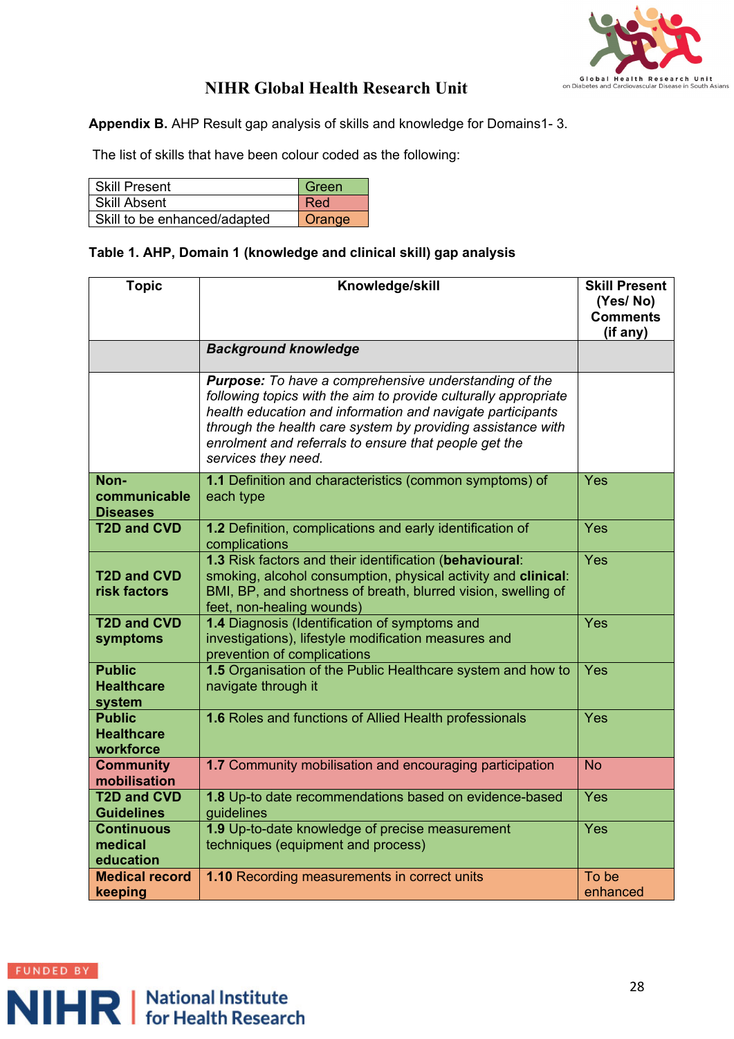# NIHR Global Health Research Unit

**Appendix B.** AHP Result gap analysis of skills and knowledge for Domains1- 3.

The list of skills that have been colour coded as the following:

| | |
|---|---|
| Skill Present | Green |
| Skill Absent | Red |
| Skill to be enhanced/adapted | Orange |

**Table 1. AHP, Domain 1 (knowledge and clinical skill) gap analysis**

| Topic | Knowledge/skill | Skill Present (Yes/ No) Comments (if any) |
|---|---|---|
| | ***Background knowledge*** | |
| | ***Purpose:*** *To have a comprehensive understanding of the following topics with the aim to provide culturally appropriate health education and information and navigate participants through the health care system by providing assistance with enrolment and referrals to ensure that people get the services they need.* | |
| **Non-communicable Diseases** | **1.1** Definition and characteristics (common symptoms) of each type | Yes |
| **T2D and CVD** | **1.2** Definition, complications and early identification of complications | Yes |
| **T2D and CVD risk factors** | **1.3** Risk factors and their identification (**behavioural**: smoking, alcohol consumption, physical activity and **clinical**: BMI, BP, and shortness of breath, blurred vision, swelling of feet, non-healing wounds) | Yes |
| **T2D and CVD symptoms** | **1.4** Diagnosis (Identification of symptoms and investigations), lifestyle modification measures and prevention of complications | Yes |
| **Public Healthcare system** | **1.5** Organisation of the Public Healthcare system and how to navigate through it | Yes |
| **Public Healthcare workforce** | **1.6** Roles and functions of Allied Health professionals | Yes |
| **Community mobilisation** | **1.7** Community mobilisation and encouraging participation | No |
| **T2D and CVD Guidelines** | **1.8** Up-to date recommendations based on evidence-based guidelines | Yes |
| **Continuous medical education** | **1.9** Up-to-date knowledge of precise measurement techniques (equipment and process) | Yes |
| **Medical record keeping** | **1.10** Recording measurements in correct units | To be enhanced |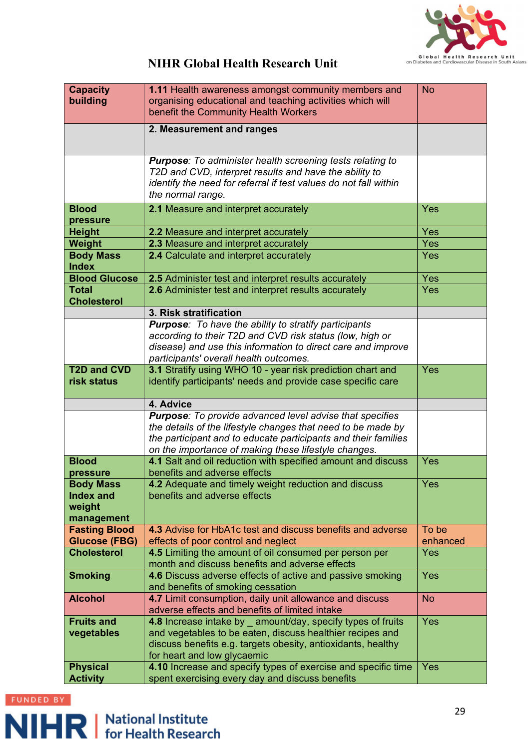## NIHR Global Health Research Unit

| | | |
|---|---|---|
| **Capacity building** | **1.11** Health awareness amongst community members and organising educational and teaching activities which will benefit the Community Health Workers | No |
| | **2. Measurement and ranges** | |
| | ***Purpose***: *To administer health screening tests relating to T2D and CVD, interpret results and have the ability to identify the need for referral if test values do not fall within the normal range.* | |
| **Blood pressure** | **2.1** Measure and interpret accurately | Yes |
| **Height** | **2.2** Measure and interpret accurately | Yes |
| **Weight** | **2.3** Measure and interpret accurately | Yes |
| **Body Mass Index** | **2.4** Calculate and interpret accurately | Yes |
| **Blood Glucose** | **2.5** Administer test and interpret results accurately | Yes |
| **Total Cholesterol** | **2.6** Administer test and interpret results accurately | Yes |
| | **3. Risk stratification** | |
| | ***Purpose***: *To have the ability to stratify participants according to their T2D and CVD risk status (low, high or disease) and use this information to direct care and improve participants' overall health outcomes.* | |
| **T2D and CVD risk status** | **3.1** Stratify using WHO 10 - year risk prediction chart and identify participants' needs and provide case specific care | Yes |
| | **4. Advice** | |
| | ***Purpose***: *To provide advanced level advise that specifies the details of the lifestyle changes that need to be made by the participant and to educate participants and their families on the importance of making these lifestyle changes.* | |
| **Blood pressure** | **4.1** Salt and oil reduction with specified amount and discuss benefits and adverse effects | Yes |
| **Body Mass Index and weight management** | **4.2** Adequate and timely weight reduction and discuss benefits and adverse effects | Yes |
| **Fasting Blood Glucose (FBG)** | **4.3** Advise for HbA1c test and discuss benefits and adverse effects of poor control and neglect | To be enhanced |
| **Cholesterol** | **4.5** Limiting the amount of oil consumed per person per month and discuss benefits and adverse effects | Yes |
| **Smoking** | **4.6** Discuss adverse effects of active and passive smoking and benefits of smoking cessation | Yes |
| **Alcohol** | **4.7** Limit consumption, daily unit allowance and discuss adverse effects and benefits of limited intake | No |
| **Fruits and vegetables** | **4.8** Increase intake by _ amount/day, specify types of fruits and vegetables to be eaten, discuss healthier recipes and discuss benefits e.g. targets obesity, antioxidants, healthy for heart and low glycaemic | Yes |
| **Physical Activity** | **4.10** Increase and specify types of exercise and specific time spent exercising every day and discuss benefits | Yes |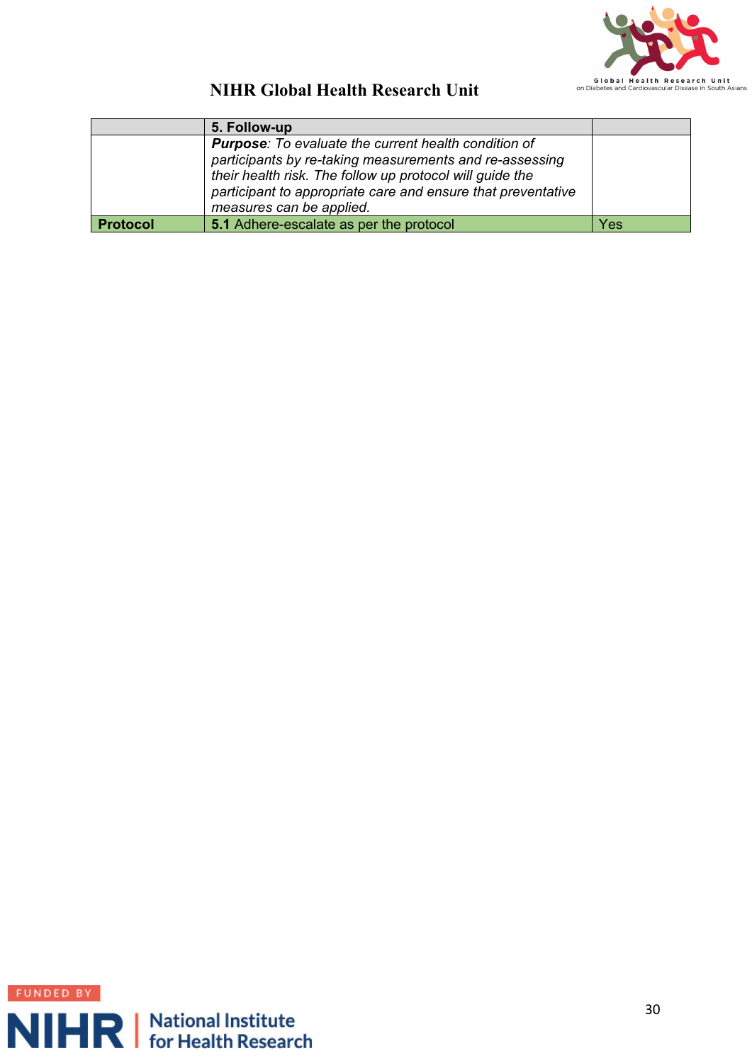|  | **5. Follow-up** |  |
|---|---|---|
|  | ***Purpose***: *To evaluate the current health condition of participants by re-taking measurements and re-assessing their health risk. The follow up protocol will guide the participant to appropriate care and ensure that preventative measures can be applied.* |  |
| **Protocol** | **5.1** Adhere-escalate as per the protocol | Yes |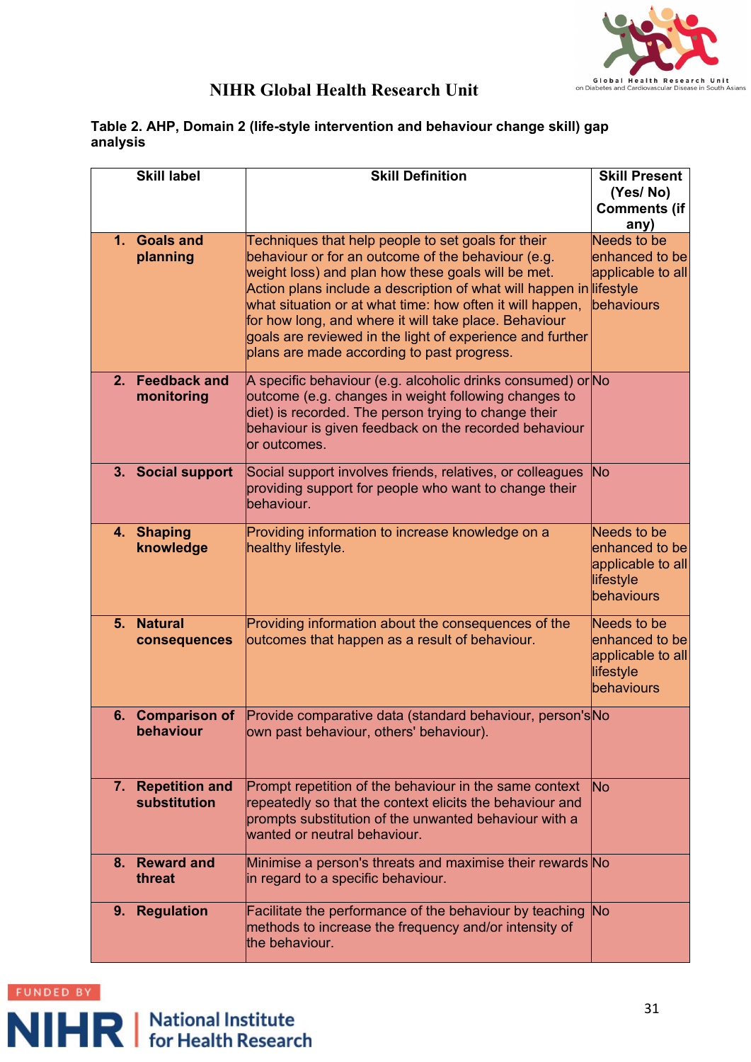## NIHR Global Health Research Unit

**Table 2. AHP, Domain 2 (life-style intervention and behaviour change skill) gap analysis**

| Skill label | Skill Definition | Skill Present (Yes/ No) Comments (if any) |
|---|---|---|
| **1. Goals and planning** | Techniques that help people to set goals for their behaviour or for an outcome of the behaviour (e.g. weight loss) and plan how these goals will be met. Action plans include a description of what will happen in what situation or at what time: how often it will happen, for how long, and where it will take place. Behaviour goals are reviewed in the light of experience and further plans are made according to past progress. | Needs to be enhanced to be applicable to all lifestyle behaviours |
| **2. Feedback and monitoring** | A specific behaviour (e.g. alcoholic drinks consumed) or outcome (e.g. changes in weight following changes to diet) is recorded. The person trying to change their behaviour is given feedback on the recorded behaviour or outcomes. | No |
| **3. Social support** | Social support involves friends, relatives, or colleagues providing support for people who want to change their behaviour. | No |
| **4. Shaping knowledge** | Providing information to increase knowledge on a healthy lifestyle. | Needs to be enhanced to be applicable to all lifestyle behaviours |
| **5. Natural consequences** | Providing information about the consequences of the outcomes that happen as a result of behaviour. | Needs to be enhanced to be applicable to all lifestyle behaviours |
| **6. Comparison of behaviour** | Provide comparative data (standard behaviour, person's own past behaviour, others' behaviour). | No |
| **7. Repetition and substitution** | Prompt repetition of the behaviour in the same context repeatedly so that the context elicits the behaviour and prompts substitution of the unwanted behaviour with a wanted or neutral behaviour. | No |
| **8. Reward and threat** | Minimise a person's threats and maximise their rewards in regard to a specific behaviour. | No |
| **9. Regulation** | Facilitate the performance of the behaviour by teaching methods to increase the frequency and/or intensity of the behaviour. | No |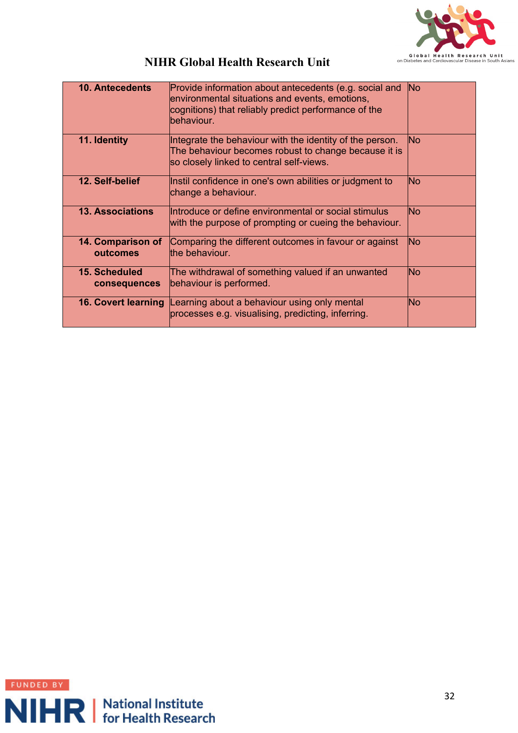| 10. Antecedents | Provide information about antecedents (e.g. social and environmental situations and events, emotions, cognitions) that reliably predict performance of the behaviour. | No |
|---|---|---|
| 11. Identity | Integrate the behaviour with the identity of the person. The behaviour becomes robust to change because it is so closely linked to central self-views. | No |
| 12. Self-belief | Instil confidence in one's own abilities or judgment to change a behaviour. | No |
| 13. Associations | Introduce or define environmental or social stimulus with the purpose of prompting or cueing the behaviour. | No |
| 14. Comparison of outcomes | Comparing the different outcomes in favour or against the behaviour. | No |
| 15. Scheduled consequences | The withdrawal of something valued if an unwanted behaviour is performed. | No |
| 16. Covert learning | Learning about a behaviour using only mental processes e.g. visualising, predicting, inferring. | No |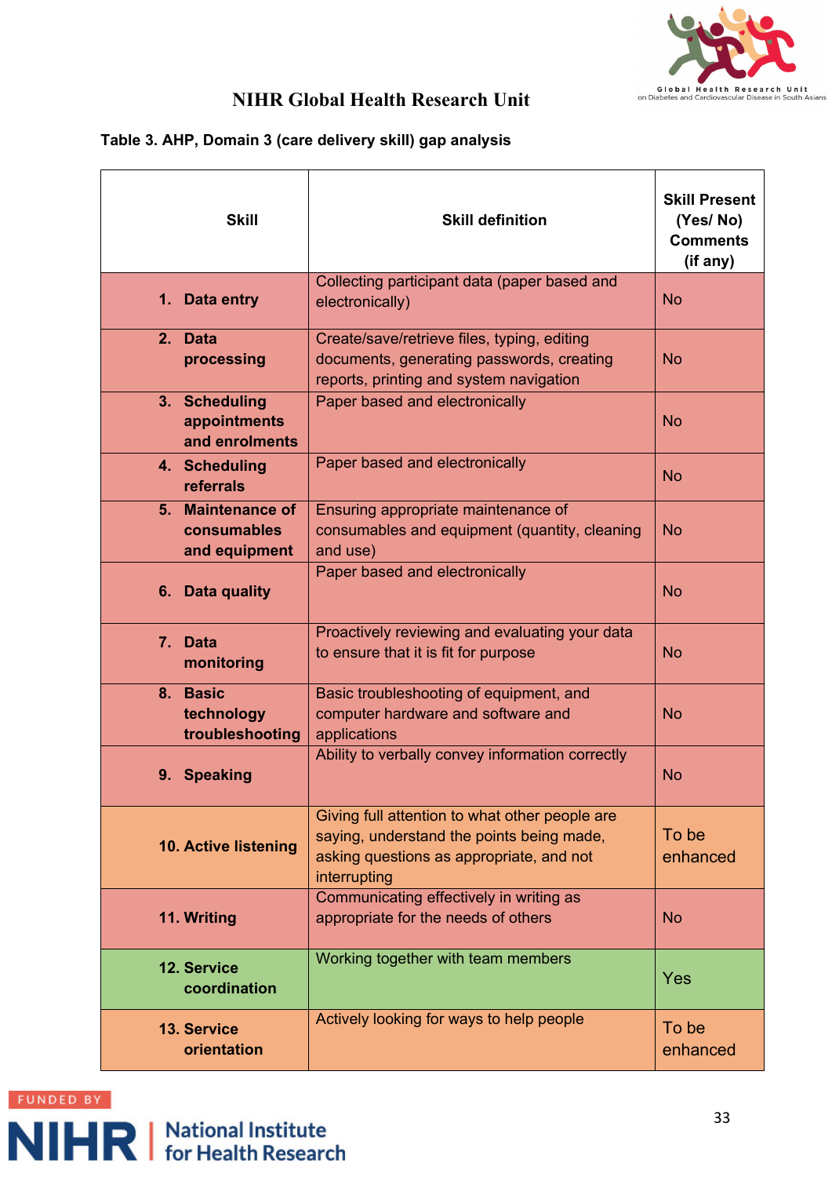## NIHR Global Health Research Unit

**Table 3. AHP, Domain 3 (care delivery skill) gap analysis**

| Skill | Skill definition | Skill Present (Yes/ No) Comments (if any) |
|---|---|---|
| **1. Data entry** | Collecting participant data (paper based and electronically) | No |
| **2. Data processing** | Create/save/retrieve files, typing, editing documents, generating passwords, creating reports, printing and system navigation | No |
| **3. Scheduling appointments and enrolments** | Paper based and electronically | No |
| **4. Scheduling referrals** | Paper based and electronically | No |
| **5. Maintenance of consumables and equipment** | Ensuring appropriate maintenance of consumables and equipment (quantity, cleaning and use) | No |
| **6. Data quality** | Paper based and electronically | No |
| **7. Data monitoring** | Proactively reviewing and evaluating your data to ensure that it is fit for purpose | No |
| **8. Basic technology troubleshooting** | Basic troubleshooting of equipment, and computer hardware and software and applications | No |
| **9. Speaking** | Ability to verbally convey information correctly | No |
| **10. Active listening** | Giving full attention to what other people are saying, understand the points being made, asking questions as appropriate, and not interrupting | To be enhanced |
| **11. Writing** | Communicating effectively in writing as appropriate for the needs of others | No |
| **12. Service coordination** | Working together with team members | Yes |
| **13. Service orientation** | Actively looking for ways to help people | To be enhanced |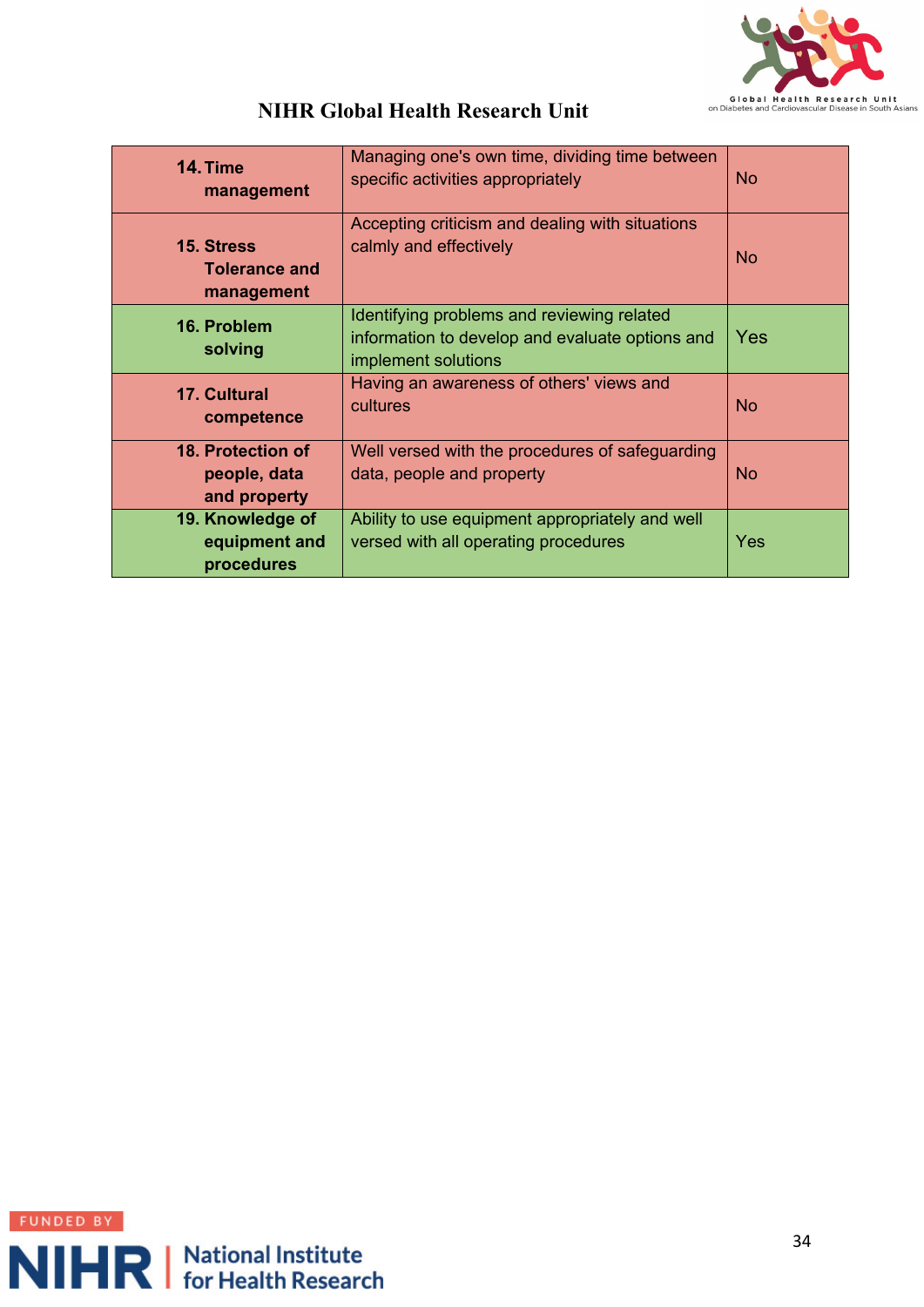| 14. Time management | Managing one's own time, dividing time between specific activities appropriately | No |
|---|---|---|
| 15. Stress Tolerance and management | Accepting criticism and dealing with situations calmly and effectively | No |
| 16. Problem solving | Identifying problems and reviewing related information to develop and evaluate options and implement solutions | Yes |
| 17. Cultural competence | Having an awareness of others' views and cultures | No |
| 18. Protection of people, data and property | Well versed with the procedures of safeguarding data, people and property | No |
| 19. Knowledge of equipment and procedures | Ability to use equipment appropriately and well versed with all operating procedures | Yes |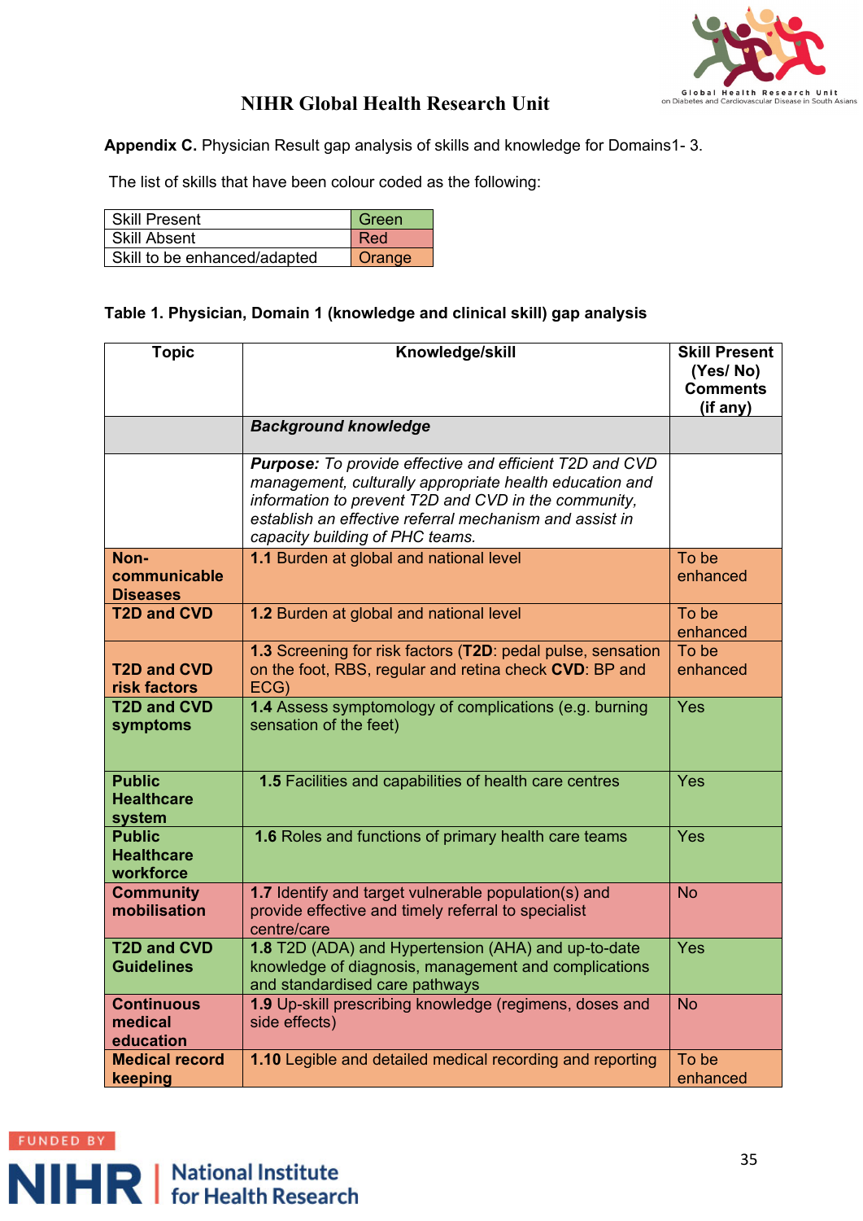## NIHR Global Health Research Unit

**Appendix C.** Physician Result gap analysis of skills and knowledge for Domains1- 3.

The list of skills that have been colour coded as the following:

| Skill Present | Green |
|---|---|
| Skill Absent | Red |
| Skill to be enhanced/adapted | Orange |

**Table 1. Physician, Domain 1 (knowledge and clinical skill) gap analysis**

| Topic | Knowledge/skill | Skill Present (Yes/ No) Comments (if any) |
|---|---|---|
| | ***Background knowledge*** | |
| | ***Purpose:*** *To provide effective and efficient T2D and CVD management, culturally appropriate health education and information to prevent T2D and CVD in the community, establish an effective referral mechanism and assist in capacity building of PHC teams.* | |
| **Non-communicable Diseases** | **1.1** Burden at global and national level | To be enhanced |
| **T2D and CVD** | **1.2** Burden at global and national level | To be enhanced |
| **T2D and CVD risk factors** | **1.3** Screening for risk factors (**T2D**: pedal pulse, sensation on the foot, RBS, regular and retina check **CVD**: BP and ECG) | To be enhanced |
| **T2D and CVD symptoms** | **1.4** Assess symptomology of complications (e.g. burning sensation of the feet) | Yes |
| **Public Healthcare system** | **1.5** Facilities and capabilities of health care centres | Yes |
| **Public Healthcare workforce** | **1.6** Roles and functions of primary health care teams | Yes |
| **Community mobilisation** | **1.7** Identify and target vulnerable population(s) and provide effective and timely referral to specialist centre/care | No |
| **T2D and CVD Guidelines** | **1.8** T2D (ADA) and Hypertension (AHA) and up-to-date knowledge of diagnosis, management and complications and standardised care pathways | Yes |
| **Continuous medical education** | **1.9** Up-skill prescribing knowledge (regimens, doses and side effects) | No |
| **Medical record keeping** | **1.10** Legible and detailed medical recording and reporting | To be enhanced |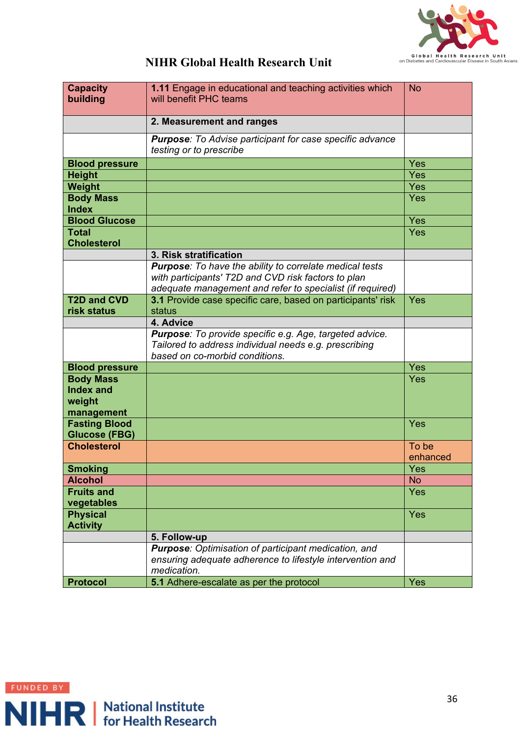## NIHR Global Health Research Unit

| | | |
|---|---|---|
| **Capacity building** | **1.11** Engage in educational and teaching activities which will benefit PHC teams | No |
| | **2. Measurement and ranges** | |
| | ***Purpose****: To Advise participant for case specific advance testing or to prescribe* | |
| **Blood pressure** | | Yes |
| **Height** | | Yes |
| **Weight** | | Yes |
| **Body Mass Index** | | Yes |
| **Blood Glucose** | | Yes |
| **Total Cholesterol** | | Yes |
| | **3. Risk stratification** | |
| | ***Purpose****: To have the ability to correlate medical tests with participants' T2D and CVD risk factors to plan adequate management and refer to specialist (if required)* | |
| **T2D and CVD risk status** | **3.1** Provide case specific care, based on participants' risk status | Yes |
| | **4. Advice** | |
| | ***Purpose****: To provide specific e.g. Age, targeted advice. Tailored to address individual needs e.g. prescribing based on co-morbid conditions.* | |
| **Blood pressure** | | Yes |
| **Body Mass Index and weight management** | | Yes |
| **Fasting Blood Glucose (FBG)** | | Yes |
| **Cholesterol** | | To be enhanced |
| **Smoking** | | Yes |
| **Alcohol** | | No |
| **Fruits and vegetables** | | Yes |
| **Physical Activity** | | Yes |
| | **5. Follow-up** | |
| | ***Purpose****: Optimisation of participant medication, and ensuring adequate adherence to lifestyle intervention and medication.* | |
| **Protocol** | **5.1** Adhere-escalate as per the protocol | Yes |

FUNDED BY NIHR | National Institute for Health Research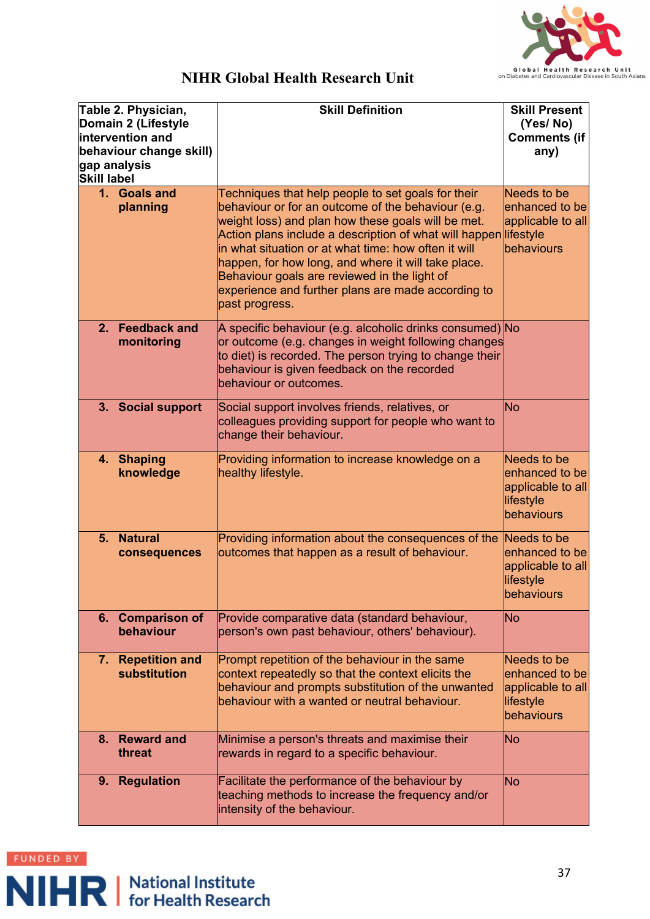# NIHR Global Health Research Unit

| Table 2. Physician, Domain 2 (Lifestyle intervention and behaviour change skill) gap analysis<br>Skill label | Skill Definition | Skill Present (Yes/ No)<br>Comments (if any) |
|---|---|---|
| 1. **Goals and planning** | Techniques that help people to set goals for their behaviour or for an outcome of the behaviour (e.g. weight loss) and plan how these goals will be met. Action plans include a description of what will happen in what situation or at what time: how often it will happen, for how long, and where it will take place. Behaviour goals are reviewed in the light of experience and further plans are made according to past progress. | Needs to be enhanced to be applicable to all lifestyle behaviours |
| 2. **Feedback and monitoring** | A specific behaviour (e.g. alcoholic drinks consumed) or outcome (e.g. changes in weight following changes to diet) is recorded. The person trying to change their behaviour is given feedback on the recorded behaviour or outcomes. | No |
| 3. **Social support** | Social support involves friends, relatives, or colleagues providing support for people who want to change their behaviour. | No |
| 4. **Shaping knowledge** | Providing information to increase knowledge on a healthy lifestyle. | Needs to be enhanced to be applicable to all lifestyle behaviours |
| 5. **Natural consequences** | Providing information about the consequences of the outcomes that happen as a result of behaviour. | Needs to be enhanced to be applicable to all lifestyle behaviours |
| 6. **Comparison of behaviour** | Provide comparative data (standard behaviour, person's own past behaviour, others' behaviour). | No |
| 7. **Repetition and substitution** | Prompt repetition of the behaviour in the same context repeatedly so that the context elicits the behaviour and prompts substitution of the unwanted behaviour with a wanted or neutral behaviour. | Needs to be enhanced to be applicable to all lifestyle behaviours |
| 8. **Reward and threat** | Minimise a person's threats and maximise their rewards in regard to a specific behaviour. | No |
| 9. **Regulation** | Facilitate the performance of the behaviour by teaching methods to increase the frequency and/or intensity of the behaviour. | No |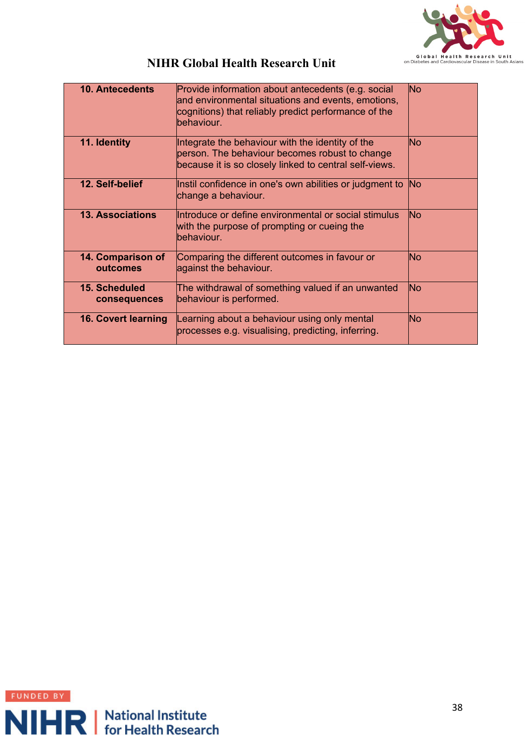| 10. Antecedents | Provide information about antecedents (e.g. social and environmental situations and events, emotions, cognitions) that reliably predict performance of the behaviour. | No |
|---|---|---|
| 11. Identity | Integrate the behaviour with the identity of the person. The behaviour becomes robust to change because it is so closely linked to central self-views. | No |
| 12. Self-belief | Instil confidence in one's own abilities or judgment to change a behaviour. | No |
| 13. Associations | Introduce or define environmental or social stimulus with the purpose of prompting or cueing the behaviour. | No |
| 14. Comparison of outcomes | Comparing the different outcomes in favour or against the behaviour. | No |
| 15. Scheduled consequences | The withdrawal of something valued if an unwanted behaviour is performed. | No |
| 16. Covert learning | Learning about a behaviour using only mental processes e.g. visualising, predicting, inferring. | No |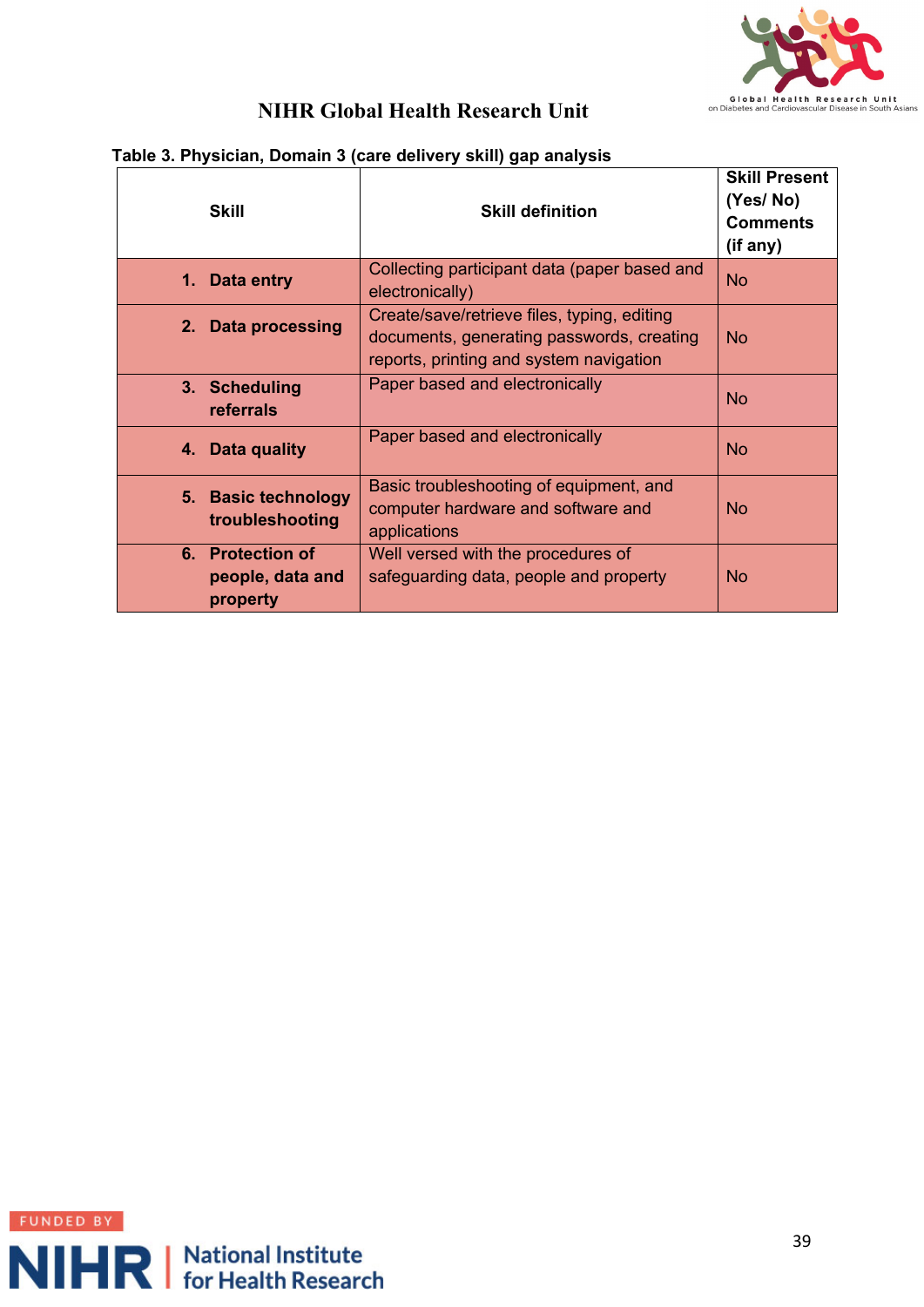# NIHR Global Health Research Unit

**Table 3. Physician, Domain 3 (care delivery skill) gap analysis**

| Skill | Skill definition | Skill Present (Yes/ No) Comments (if any) |
|---|---|---|
| **1. Data entry** | Collecting participant data (paper based and electronically) | No |
| **2. Data processing** | Create/save/retrieve files, typing, editing documents, generating passwords, creating reports, printing and system navigation | No |
| **3. Scheduling referrals** | Paper based and electronically | No |
| **4. Data quality** | Paper based and electronically | No |
| **5. Basic technology troubleshooting** | Basic troubleshooting of equipment, and computer hardware and software and applications | No |
| **6. Protection of people, data and property** | Well versed with the procedures of safeguarding data, people and property | No |